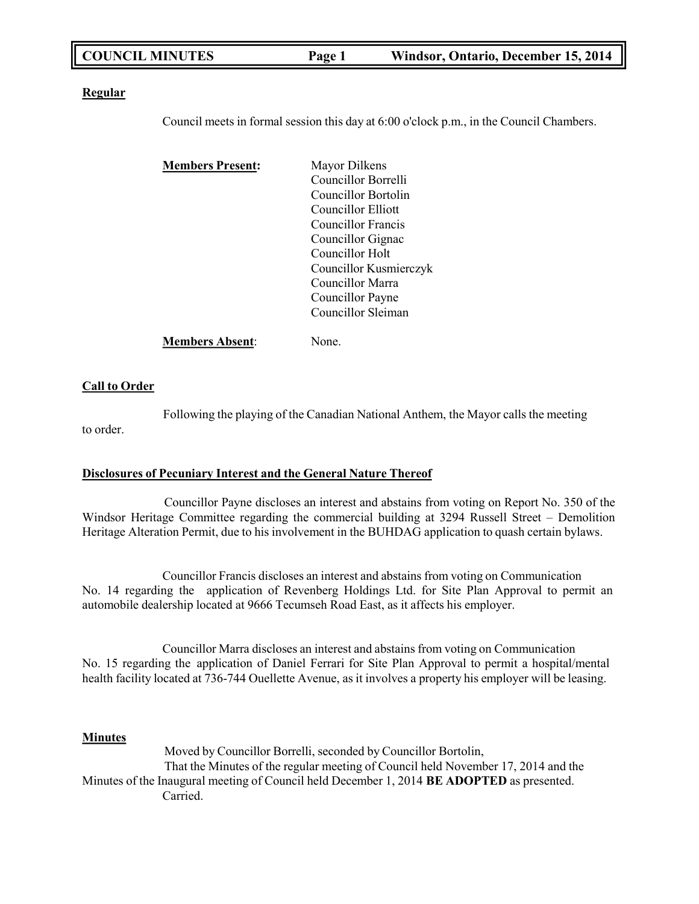**Regular**

Council meets in formal session this day at 6:00 o'clock p.m., in the Council Chambers.

**Members Present:**

Mayor Dilkens
Councillor Borrelli
Councillor Bortolin
Councillor Elliott
Councillor Francis
Councillor Gignac
Councillor Holt
Councillor Kusmierczyk
Councillor Marra
Councillor Payne
Councillor Sleiman

**Members Absent**: None.

**Call to Order**

Following the playing of the Canadian National Anthem, the Mayor calls the meeting to order.

**Disclosures of Pecuniary Interest and the General Nature Thereof**

Councillor Payne discloses an interest and abstains from voting on Report No. 350 of the Windsor Heritage Committee regarding the commercial building at 3294 Russell Street – Demolition Heritage Alteration Permit, due to his involvement in the BUHDAG application to quash certain bylaws.

Councillor Francis discloses an interest and abstains from voting on Communication No. 14 regarding the application of Revenberg Holdings Ltd. for Site Plan Approval to permit an automobile dealership located at 9666 Tecumseh Road East, as it affects his employer.

Councillor Marra discloses an interest and abstains from voting on Communication No. 15 regarding the application of Daniel Ferrari for Site Plan Approval to permit a hospital/mental health facility located at 736-744 Ouellette Avenue, as it involves a property his employer will be leasing.

**Minutes**

Moved by Councillor Borrelli, seconded by Councillor Bortolin,

That the Minutes of the regular meeting of Council held November 17, 2014 and the Minutes of the Inaugural meeting of Council held December 1, 2014 **BE ADOPTED** as presented.

Carried.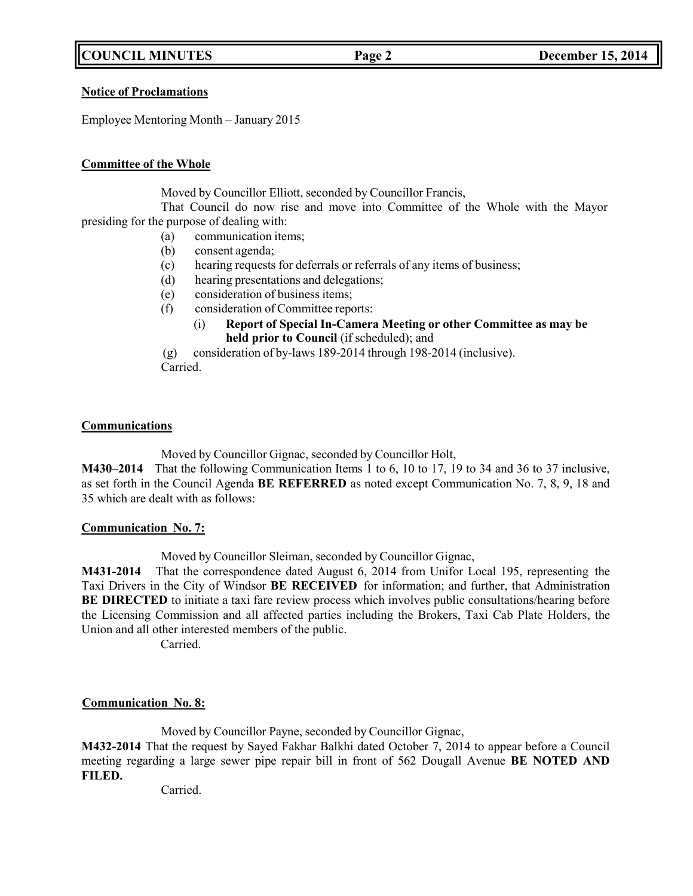**Notice of Proclamations**

Employee Mentoring Month – January 2015

**Committee of the Whole**

Moved by Councillor Elliott, seconded by Councillor Francis,

That Council do now rise and move into Committee of the Whole with the Mayor presiding for the purpose of dealing with:

(a) communication items;
(b) consent agenda;
(c) hearing requests for deferrals or referrals of any items of business;
(d) hearing presentations and delegations;
(e) consideration of business items;
(f) consideration of Committee reports:
    (i) **Report of Special In-Camera Meeting or other Committee as may be held prior to Council** (if scheduled); and
(g) consideration of by-laws 189-2014 through 198-2014 (inclusive).

Carried.

**Communications**

Moved by Councillor Gignac, seconded by Councillor Holt,

**M430–2014** That the following Communication Items 1 to 6, 10 to 17, 19 to 34 and 36 to 37 inclusive, as set forth in the Council Agenda **BE REFERRED** as noted except Communication No. 7, 8, 9, 18 and 35 which are dealt with as follows:

**Communication No. 7:**

Moved by Councillor Sleiman, seconded by Councillor Gignac,

**M431-2014** That the correspondence dated August 6, 2014 from Unifor Local 195, representing the Taxi Drivers in the City of Windsor **BE RECEIVED** for information; and further, that Administration **BE DIRECTED** to initiate a taxi fare review process which involves public consultations/hearing before the Licensing Commission and all affected parties including the Brokers, Taxi Cab Plate Holders, the Union and all other interested members of the public.

Carried.

**Communication No. 8:**

Moved by Councillor Payne, seconded by Councillor Gignac,

**M432-2014** That the request by Sayed Fakhar Balkhi dated October 7, 2014 to appear before a Council meeting regarding a large sewer pipe repair bill in front of 562 Dougall Avenue **BE NOTED AND FILED.**

Carried.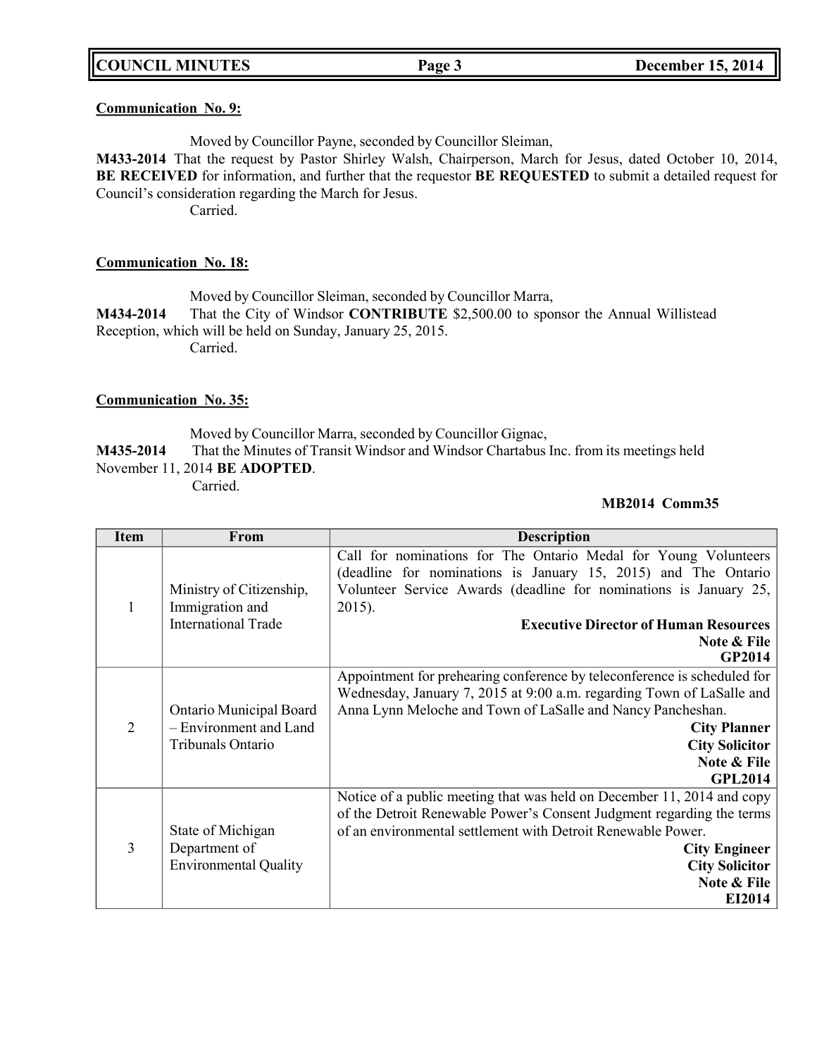**Communication No. 9:**

Moved by Councillor Payne, seconded by Councillor Sleiman,

**M433-2014** That the request by Pastor Shirley Walsh, Chairperson, March for Jesus, dated October 10, 2014, **BE RECEIVED** for information, and further that the requestor **BE REQUESTED** to submit a detailed request for Council's consideration regarding the March for Jesus.

Carried.

**Communication No. 18:**

Moved by Councillor Sleiman, seconded by Councillor Marra,

**M434-2014** That the City of Windsor **CONTRIBUTE** $2,500.00 to sponsor the Annual Willistead Reception, which will be held on Sunday, January 25, 2015.

Carried.

**Communication No. 35:**

Moved by Councillor Marra, seconded by Councillor Gignac,

**M435-2014** That the Minutes of Transit Windsor and Windsor Chartabus Inc. from its meetings held November 11, 2014 **BE ADOPTED**.

Carried.

**MB2014 Comm35**

| Item | From | Description |
|---|---|---|
| 1 | Ministry of Citizenship, Immigration and International Trade | Call for nominations for The Ontario Medal for Young Volunteers (deadline for nominations is January 15, 2015) and The Ontario Volunteer Service Awards (deadline for nominations is January 25, 2015). **Executive Director of Human Resources** **Note & File** **GP2014** |
| 2 | Ontario Municipal Board – Environment and Land Tribunals Ontario | Appointment for prehearing conference by teleconference is scheduled for Wednesday, January 7, 2015 at 9:00 a.m. regarding Town of LaSalle and Anna Lynn Meloche and Town of LaSalle and Nancy Pancheshan. **City Planner** **City Solicitor** **Note & File** **GPL2014** |
| 3 | State of Michigan Department of Environmental Quality | Notice of a public meeting that was held on December 11, 2014 and copy of the Detroit Renewable Power's Consent Judgment regarding the terms of an environmental settlement with Detroit Renewable Power. **City Engineer** **City Solicitor** **Note & File** **EI2014** |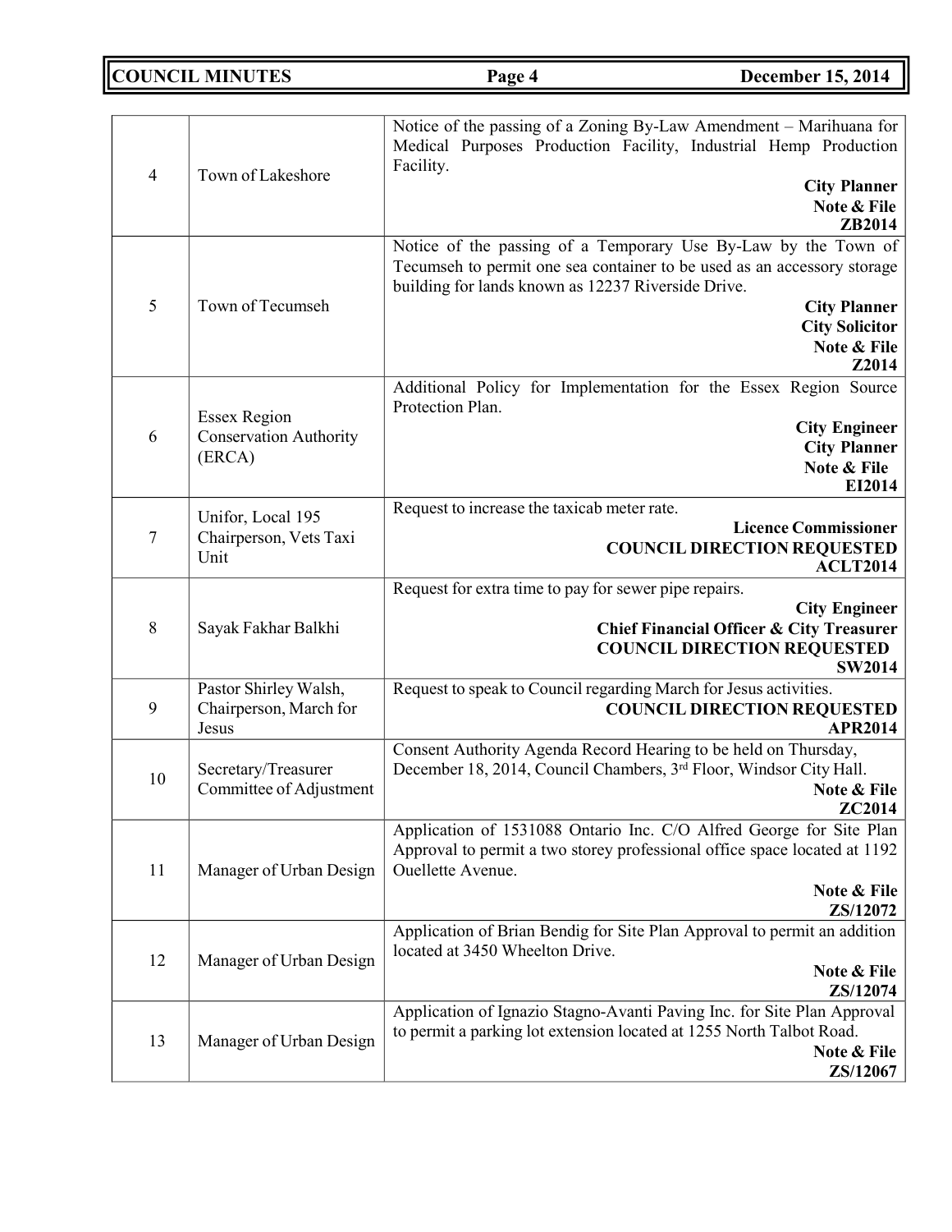| | | |
|---|---|---|
| 4 | Town of Lakeshore | Notice of the passing of a Zoning By-Law Amendment – Marihuana for Medical Purposes Production Facility, Industrial Hemp Production Facility.<br>**City Planner**<br>**Note & File**<br>**ZB2014** |
| 5 | Town of Tecumseh | Notice of the passing of a Temporary Use By-Law by the Town of Tecumseh to permit one sea container to be used as an accessory storage building for lands known as 12237 Riverside Drive.<br>**City Planner**<br>**City Solicitor**<br>**Note & File**<br>**Z2014** |
| 6 | Essex Region Conservation Authority (ERCA) | Additional Policy for Implementation for the Essex Region Source Protection Plan.<br>**City Engineer**<br>**City Planner**<br>**Note & File**<br>**EI2014** |
| 7 | Unifor, Local 195 Chairperson, Vets Taxi Unit | Request to increase the taxicab meter rate.<br>**Licence Commissioner**<br>**COUNCIL DIRECTION REQUESTED**<br>**ACLT2014** |
| 8 | Sayak Fakhar Balkhi | Request for extra time to pay for sewer pipe repairs.<br>**City Engineer**<br>**Chief Financial Officer & City Treasurer**<br>**COUNCIL DIRECTION REQUESTED**<br>**SW2014** |
| 9 | Pastor Shirley Walsh, Chairperson, March for Jesus | Request to speak to Council regarding March for Jesus activities.<br>**COUNCIL DIRECTION REQUESTED**<br>**APR2014** |
| 10 | Secretary/Treasurer Committee of Adjustment | Consent Authority Agenda Record Hearing to be held on Thursday, December 18, 2014, Council Chambers, 3rd Floor, Windsor City Hall.<br>**Note & File**<br>**ZC2014** |
| 11 | Manager of Urban Design | Application of 1531088 Ontario Inc. C/O Alfred George for Site Plan Approval to permit a two storey professional office space located at 1192 Ouellette Avenue.<br>**Note & File**<br>**ZS/12072** |
| 12 | Manager of Urban Design | Application of Brian Bendig for Site Plan Approval to permit an addition located at 3450 Wheelton Drive.<br>**Note & File**<br>**ZS/12074** |
| 13 | Manager of Urban Design | Application of Ignazio Stagno-Avanti Paving Inc. for Site Plan Approval to permit a parking lot extension located at 1255 North Talbot Road.<br>**Note & File**<br>**ZS/12067** |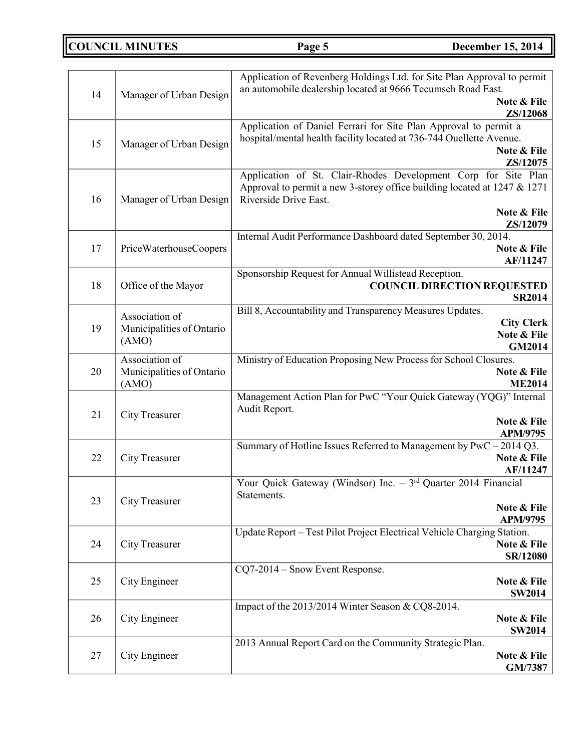| | | |
|---|---|---|
| 14 | Manager of Urban Design | Application of Revenberg Holdings Ltd. for Site Plan Approval to permit an automobile dealership located at 9666 Tecumseh Road East.<br>**Note & File**<br>**ZS/12068** |
| 15 | Manager of Urban Design | Application of Daniel Ferrari for Site Plan Approval to permit a hospital/mental health facility located at 736-744 Ouellette Avenue.<br>**Note & File**<br>**ZS/12075** |
| 16 | Manager of Urban Design | Application of St. Clair-Rhodes Development Corp for Site Plan Approval to permit a new 3-storey office building located at 1247 & 1271 Riverside Drive East.<br>**Note & File**<br>**ZS/12079** |
| 17 | PriceWaterhouseCoopers | Internal Audit Performance Dashboard dated September 30, 2014.<br>**Note & File**<br>**AF/11247** |
| 18 | Office of the Mayor | Sponsorship Request for Annual Willistead Reception.<br>**COUNCIL DIRECTION REQUESTED**<br>**SR2014** |
| 19 | Association of Municipalities of Ontario (AMO) | Bill 8, Accountability and Transparency Measures Updates.<br>**City Clerk**<br>**Note & File**<br>**GM2014** |
| 20 | Association of Municipalities of Ontario (AMO) | Ministry of Education Proposing New Process for School Closures.<br>**Note & File**<br>**ME2014** |
| 21 | City Treasurer | Management Action Plan for PwC "Your Quick Gateway (YQG)" Internal Audit Report.<br>**Note & File**<br>**APM/9795** |
| 22 | City Treasurer | Summary of Hotline Issues Referred to Management by PwC – 2014 Q3.<br>**Note & File**<br>**AF/11247** |
| 23 | City Treasurer | Your Quick Gateway (Windsor) Inc. – 3rd Quarter 2014 Financial Statements.<br>**Note & File**<br>**APM/9795** |
| 24 | City Treasurer | Update Report – Test Pilot Project Electrical Vehicle Charging Station.<br>**Note & File**<br>**SR/12080** |
| 25 | City Engineer | CQ7-2014 – Snow Event Response.<br>**Note & File**<br>**SW2014** |
| 26 | City Engineer | Impact of the 2013/2014 Winter Season & CQ8-2014.<br>**Note & File**<br>**SW2014** |
| 27 | City Engineer | 2013 Annual Report Card on the Community Strategic Plan.<br>**Note & File**<br>**GM/7387** |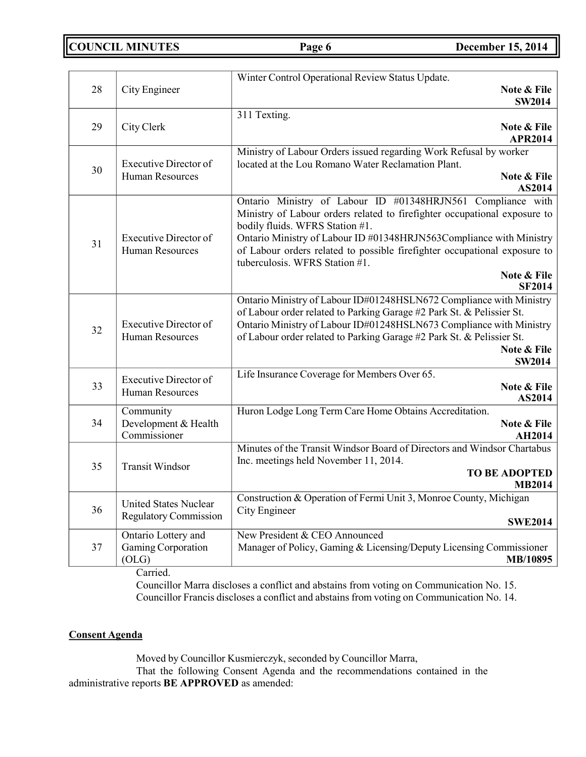| | | |
|---|---|---|
| 28 | City Engineer | Winter Control Operational Review Status Update. **Note & File** **SW2014** |
| 29 | City Clerk | 311 Texting. **Note & File** **APR2014** |
| 30 | Executive Director of Human Resources | Ministry of Labour Orders issued regarding Work Refusal by worker located at the Lou Romano Water Reclamation Plant. **Note & File** **AS2014** |
| 31 | Executive Director of Human Resources | Ontario Ministry of Labour ID #01348HRJN561 Compliance with Ministry of Labour orders related to firefighter occupational exposure to bodily fluids. WFRS Station #1. Ontario Ministry of Labour ID #01348HRJN563Compliance with Ministry of Labour orders related to possible firefighter occupational exposure to tuberculosis. WFRS Station #1. **Note & File** **SF2014** |
| 32 | Executive Director of Human Resources | Ontario Ministry of Labour ID#01248HSLN672 Compliance with Ministry of Labour order related to Parking Garage #2 Park St. & Pelissier St. Ontario Ministry of Labour ID#01248HSLN673 Compliance with Ministry of Labour order related to Parking Garage #2 Park St. & Pelissier St. **Note & File** **SW2014** |
| 33 | Executive Director of Human Resources | Life Insurance Coverage for Members Over 65. **Note & File** **AS2014** |
| 34 | Community Development & Health Commissioner | Huron Lodge Long Term Care Home Obtains Accreditation. **Note & File** **AH2014** |
| 35 | Transit Windsor | Minutes of the Transit Windsor Board of Directors and Windsor Chartabus Inc. meetings held November 11, 2014. **TO BE ADOPTED** **MB2014** |
| 36 | United States Nuclear Regulatory Commission | Construction & Operation of Fermi Unit 3, Monroe County, Michigan City Engineer **SWE2014** |
| 37 | Ontario Lottery and Gaming Corporation (OLG) | New President & CEO Announced Manager of Policy, Gaming & Licensing/Deputy Licensing Commissioner **MB/10895** |

Carried.

Councillor Marra discloses a conflict and abstains from voting on Communication No. 15.
Councillor Francis discloses a conflict and abstains from voting on Communication No. 14.

**Consent Agenda**

Moved by Councillor Kusmierczyk, seconded by Councillor Marra,

That the following Consent Agenda and the recommendations contained in the administrative reports **BE APPROVED** as amended: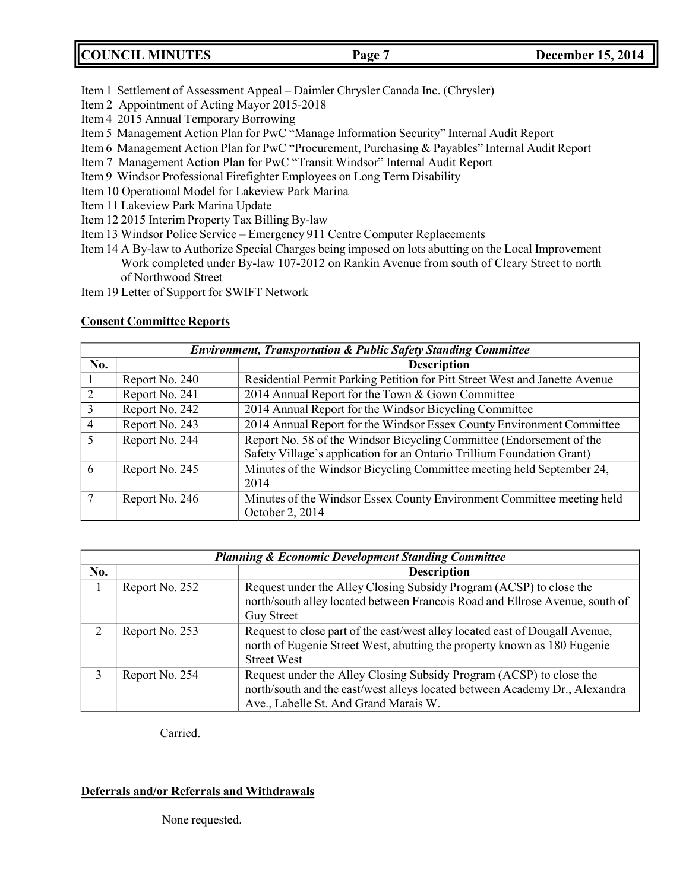Item 1 Settlement of Assessment Appeal – Daimler Chrysler Canada Inc. (Chrysler)
Item 2 Appointment of Acting Mayor 2015-2018
Item 4 2015 Annual Temporary Borrowing
Item 5 Management Action Plan for PwC "Manage Information Security" Internal Audit Report
Item 6 Management Action Plan for PwC "Procurement, Purchasing & Payables" Internal Audit Report
Item 7 Management Action Plan for PwC "Transit Windsor" Internal Audit Report
Item 9 Windsor Professional Firefighter Employees on Long Term Disability
Item 10 Operational Model for Lakeview Park Marina
Item 11 Lakeview Park Marina Update
Item 12 2015 Interim Property Tax Billing By-law
Item 13 Windsor Police Service – Emergency 911 Centre Computer Replacements
Item 14 A By-law to Authorize Special Charges being imposed on lots abutting on the Local Improvement Work completed under By-law 107-2012 on Rankin Avenue from south of Cleary Street to north of Northwood Street
Item 19 Letter of Support for SWIFT Network

**Consent Committee Reports**

| ***Environment, Transportation & Public Safety Standing Committee*** | | |
|---|---|---|
| **No.** | | **Description** |
| 1 | Report No. 240 | Residential Permit Parking Petition for Pitt Street West and Janette Avenue |
| 2 | Report No. 241 | 2014 Annual Report for the Town & Gown Committee |
| 3 | Report No. 242 | 2014 Annual Report for the Windsor Bicycling Committee |
| 4 | Report No. 243 | 2014 Annual Report for the Windsor Essex County Environment Committee |
| 5 | Report No. 244 | Report No. 58 of the Windsor Bicycling Committee (Endorsement of the Safety Village's application for an Ontario Trillium Foundation Grant) |
| 6 | Report No. 245 | Minutes of the Windsor Bicycling Committee meeting held September 24, 2014 |
| 7 | Report No. 246 | Minutes of the Windsor Essex County Environment Committee meeting held October 2, 2014 |

| ***Planning & Economic Development Standing Committee*** | | |
|---|---|---|
| **No.** | | **Description** |
| 1 | Report No. 252 | Request under the Alley Closing Subsidy Program (ACSP) to close the north/south alley located between Francois Road and Ellrose Avenue, south of Guy Street |
| 2 | Report No. 253 | Request to close part of the east/west alley located east of Dougall Avenue, north of Eugenie Street West, abutting the property known as 180 Eugenie Street West |
| 3 | Report No. 254 | Request under the Alley Closing Subsidy Program (ACSP) to close the north/south and the east/west alleys located between Academy Dr., Alexandra Ave., Labelle St. And Grand Marais W. |

Carried.

**Deferrals and/or Referrals and Withdrawals**

None requested.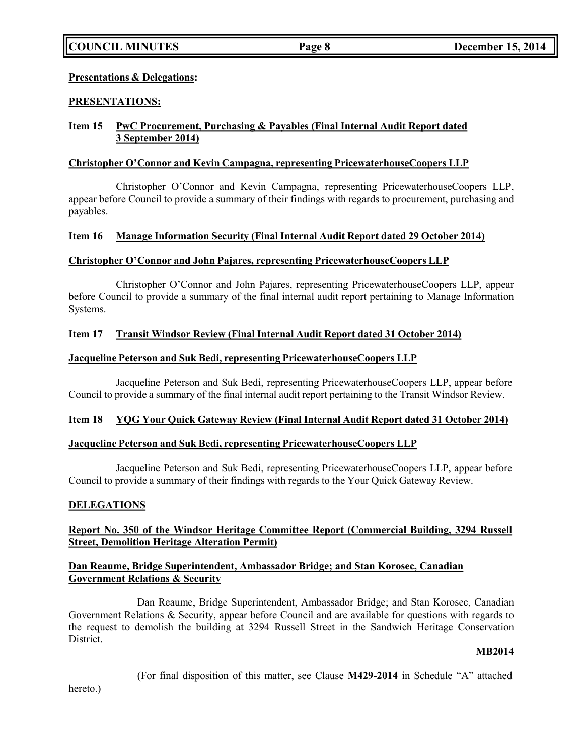**Presentations & Delegations:**

**PRESENTATIONS:**

**Item 15 PwC Procurement, Purchasing & Payables (Final Internal Audit Report dated 3 September 2014)**

**Christopher O'Connor and Kevin Campagna, representing PricewaterhouseCoopers LLP**

Christopher O'Connor and Kevin Campagna, representing PricewaterhouseCoopers LLP, appear before Council to provide a summary of their findings with regards to procurement, purchasing and payables.

**Item 16 Manage Information Security (Final Internal Audit Report dated 29 October 2014)**

**Christopher O'Connor and John Pajares, representing PricewaterhouseCoopers LLP**

Christopher O'Connor and John Pajares, representing PricewaterhouseCoopers LLP, appear before Council to provide a summary of the final internal audit report pertaining to Manage Information Systems.

**Item 17 Transit Windsor Review (Final Internal Audit Report dated 31 October 2014)**

**Jacqueline Peterson and Suk Bedi, representing PricewaterhouseCoopers LLP**

Jacqueline Peterson and Suk Bedi, representing PricewaterhouseCoopers LLP, appear before Council to provide a summary of the final internal audit report pertaining to the Transit Windsor Review.

**Item 18 YQG Your Quick Gateway Review (Final Internal Audit Report dated 31 October 2014)**

**Jacqueline Peterson and Suk Bedi, representing PricewaterhouseCoopers LLP**

Jacqueline Peterson and Suk Bedi, representing PricewaterhouseCoopers LLP, appear before Council to provide a summary of their findings with regards to the Your Quick Gateway Review.

**DELEGATIONS**

**Report No. 350 of the Windsor Heritage Committee Report (Commercial Building, 3294 Russell Street, Demolition Heritage Alteration Permit)**

**Dan Reaume, Bridge Superintendent, Ambassador Bridge; and Stan Korosec, Canadian Government Relations & Security**

Dan Reaume, Bridge Superintendent, Ambassador Bridge; and Stan Korosec, Canadian Government Relations & Security, appear before Council and are available for questions with regards to the request to demolish the building at 3294 Russell Street in the Sandwich Heritage Conservation District.

**MB2014**

(For final disposition of this matter, see Clause **M429-2014** in Schedule "A" attached hereto.)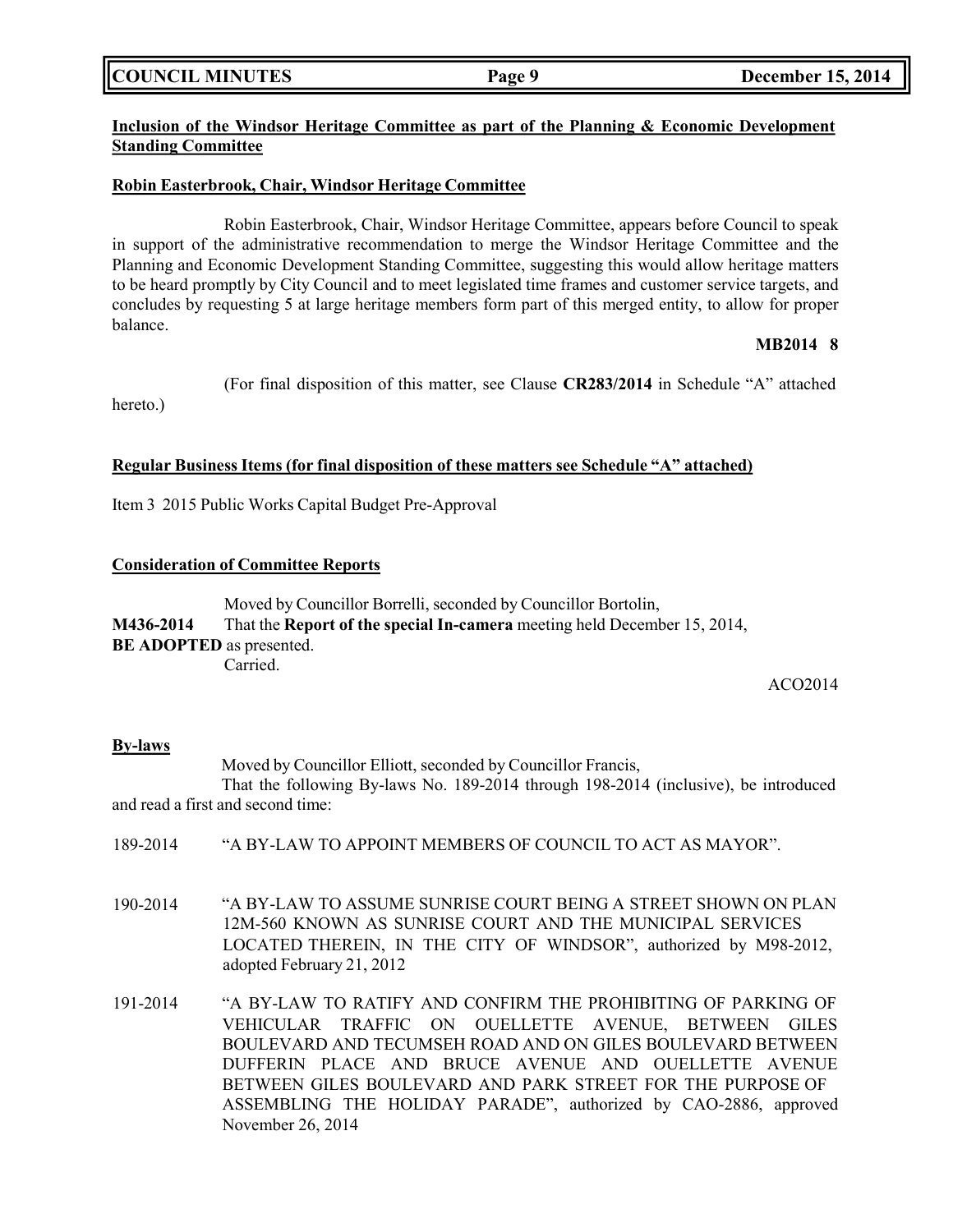**Inclusion of the Windsor Heritage Committee as part of the Planning & Economic Development Standing Committee**

**Robin Easterbrook, Chair, Windsor Heritage Committee**

Robin Easterbrook, Chair, Windsor Heritage Committee, appears before Council to speak in support of the administrative recommendation to merge the Windsor Heritage Committee and the Planning and Economic Development Standing Committee, suggesting this would allow heritage matters to be heard promptly by City Council and to meet legislated time frames and customer service targets, and concludes by requesting 5 at large heritage members form part of this merged entity, to allow for proper balance.

**MB2014 8**

(For final disposition of this matter, see Clause **CR283/2014** in Schedule "A" attached hereto.)

**Regular Business Items (for final disposition of these matters see Schedule "A" attached)**

Item 3 2015 Public Works Capital Budget Pre-Approval

**Consideration of Committee Reports**

Moved by Councillor Borrelli, seconded by Councillor Bortolin,

**M436-2014** That the **Report of the special In-camera** meeting held December 15, 2014, **BE ADOPTED** as presented.

Carried.

ACO2014

**By-laws**

Moved by Councillor Elliott, seconded by Councillor Francis,

That the following By-laws No. 189-2014 through 198-2014 (inclusive), be introduced and read a first and second time:

189-2014 "A BY-LAW TO APPOINT MEMBERS OF COUNCIL TO ACT AS MAYOR".

190-2014 "A BY-LAW TO ASSUME SUNRISE COURT BEING A STREET SHOWN ON PLAN 12M-560 KNOWN AS SUNRISE COURT AND THE MUNICIPAL SERVICES LOCATED THEREIN, IN THE CITY OF WINDSOR", authorized by M98-2012, adopted February 21, 2012

191-2014 "A BY-LAW TO RATIFY AND CONFIRM THE PROHIBITING OF PARKING OF VEHICULAR TRAFFIC ON OUELLETTE AVENUE, BETWEEN GILES BOULEVARD AND TECUMSEH ROAD AND ON GILES BOULEVARD BETWEEN DUFFERIN PLACE AND BRUCE AVENUE AND OUELLETTE AVENUE BETWEEN GILES BOULEVARD AND PARK STREET FOR THE PURPOSE OF ASSEMBLING THE HOLIDAY PARADE", authorized by CAO-2886, approved November 26, 2014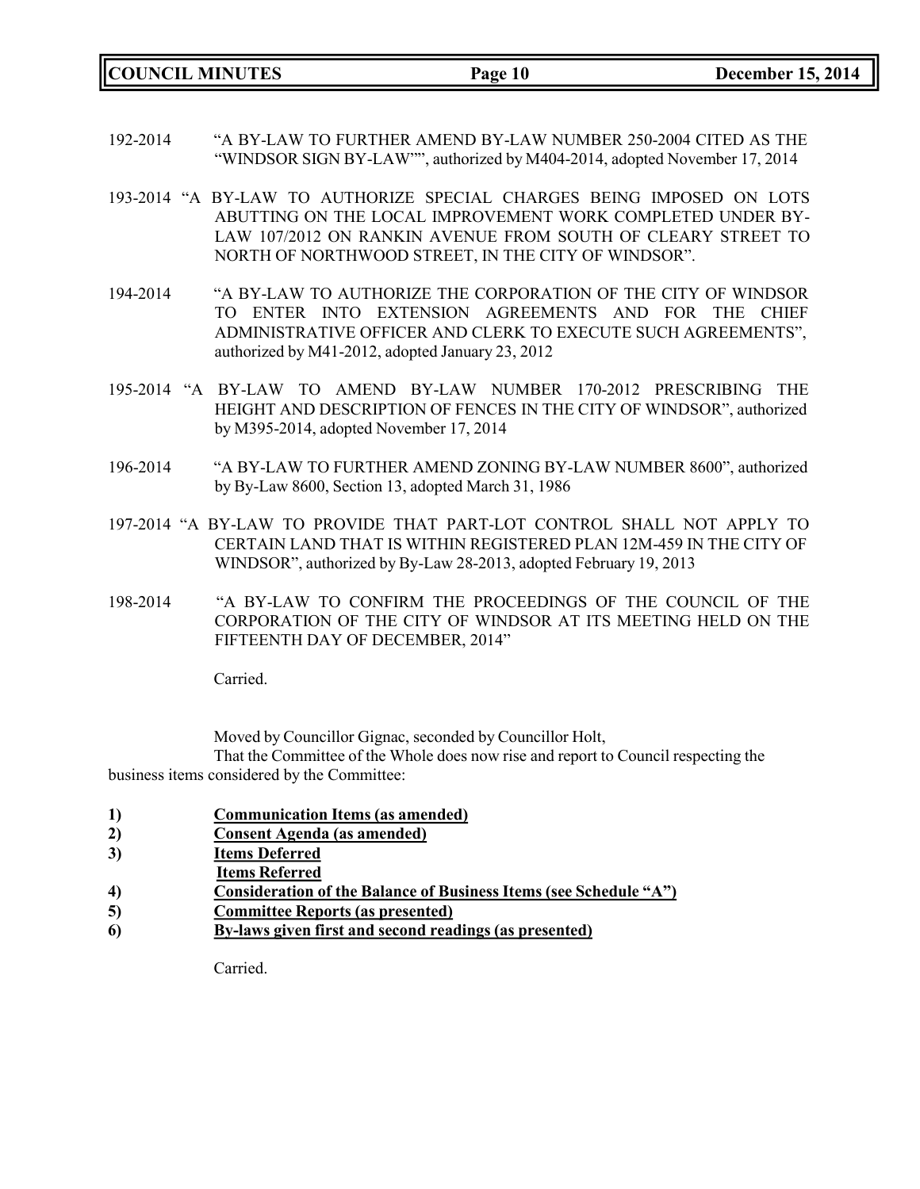192-2014 "A BY-LAW TO FURTHER AMEND BY-LAW NUMBER 250-2004 CITED AS THE "WINDSOR SIGN BY-LAW"", authorized by M404-2014, adopted November 17, 2014

193-2014 "A BY-LAW TO AUTHORIZE SPECIAL CHARGES BEING IMPOSED ON LOTS ABUTTING ON THE LOCAL IMPROVEMENT WORK COMPLETED UNDER BY-LAW 107/2012 ON RANKIN AVENUE FROM SOUTH OF CLEARY STREET TO NORTH OF NORTHWOOD STREET, IN THE CITY OF WINDSOR".

194-2014 "A BY-LAW TO AUTHORIZE THE CORPORATION OF THE CITY OF WINDSOR TO ENTER INTO EXTENSION AGREEMENTS AND FOR THE CHIEF ADMINISTRATIVE OFFICER AND CLERK TO EXECUTE SUCH AGREEMENTS", authorized by M41-2012, adopted January 23, 2012

195-2014 "A BY-LAW TO AMEND BY-LAW NUMBER 170-2012 PRESCRIBING THE HEIGHT AND DESCRIPTION OF FENCES IN THE CITY OF WINDSOR", authorized by M395-2014, adopted November 17, 2014

196-2014 "A BY-LAW TO FURTHER AMEND ZONING BY-LAW NUMBER 8600", authorized by By-Law 8600, Section 13, adopted March 31, 1986

197-2014 "A BY-LAW TO PROVIDE THAT PART-LOT CONTROL SHALL NOT APPLY TO CERTAIN LAND THAT IS WITHIN REGISTERED PLAN 12M-459 IN THE CITY OF WINDSOR", authorized by By-Law 28-2013, adopted February 19, 2013

198-2014 "A BY-LAW TO CONFIRM THE PROCEEDINGS OF THE COUNCIL OF THE CORPORATION OF THE CITY OF WINDSOR AT ITS MEETING HELD ON THE FIFTEENTH DAY OF DECEMBER, 2014"

Carried.

Moved by Councillor Gignac, seconded by Councillor Holt,

That the Committee of the Whole does now rise and report to Council respecting the business items considered by the Committee:

1) **Communication Items (as amended)**
2) **Consent Agenda (as amended)**
3) **Items Deferred**
   **Items Referred**
4) **Consideration of the Balance of Business Items (see Schedule "A")**
5) **Committee Reports (as presented)**
6) **By-laws given first and second readings (as presented)**

Carried.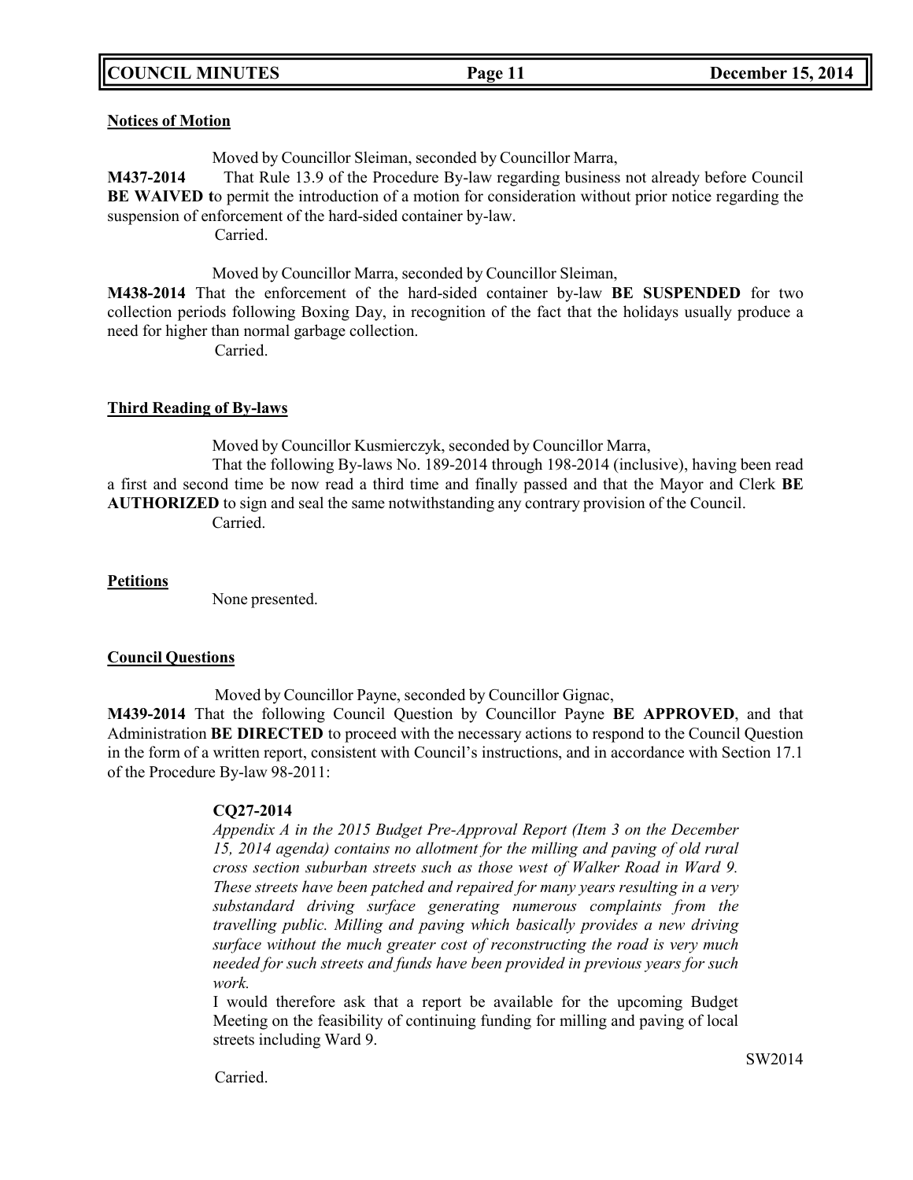**Notices of Motion**

Moved by Councillor Sleiman, seconded by Councillor Marra,

**M437-2014** That Rule 13.9 of the Procedure By-law regarding business not already before Council **BE WAIVED t**o permit the introduction of a motion for consideration without prior notice regarding the suspension of enforcement of the hard-sided container by-law.

Carried.

Moved by Councillor Marra, seconded by Councillor Sleiman,

**M438-2014** That the enforcement of the hard-sided container by-law **BE SUSPENDED** for two collection periods following Boxing Day, in recognition of the fact that the holidays usually produce a need for higher than normal garbage collection.

Carried.

**Third Reading of By-laws**

Moved by Councillor Kusmierczyk, seconded by Councillor Marra,

That the following By-laws No. 189-2014 through 198-2014 (inclusive), having been read a first and second time be now read a third time and finally passed and that the Mayor and Clerk **BE AUTHORIZED** to sign and seal the same notwithstanding any contrary provision of the Council.

Carried.

**Petitions**

None presented.

**Council Questions**

Moved by Councillor Payne, seconded by Councillor Gignac,

**M439-2014** That the following Council Question by Councillor Payne **BE APPROVED**, and that Administration **BE DIRECTED** to proceed with the necessary actions to respond to the Council Question in the form of a written report, consistent with Council's instructions, and in accordance with Section 17.1 of the Procedure By-law 98-2011:

**CQ27-2014**

*Appendix A in the 2015 Budget Pre-Approval Report (Item 3 on the December 15, 2014 agenda) contains no allotment for the milling and paving of old rural cross section suburban streets such as those west of Walker Road in Ward 9. These streets have been patched and repaired for many years resulting in a very substandard driving surface generating numerous complaints from the travelling public. Milling and paving which basically provides a new driving surface without the much greater cost of reconstructing the road is very much needed for such streets and funds have been provided in previous years for such work.*

I would therefore ask that a report be available for the upcoming Budget Meeting on the feasibility of continuing funding for milling and paving of local streets including Ward 9.

SW2014

Carried.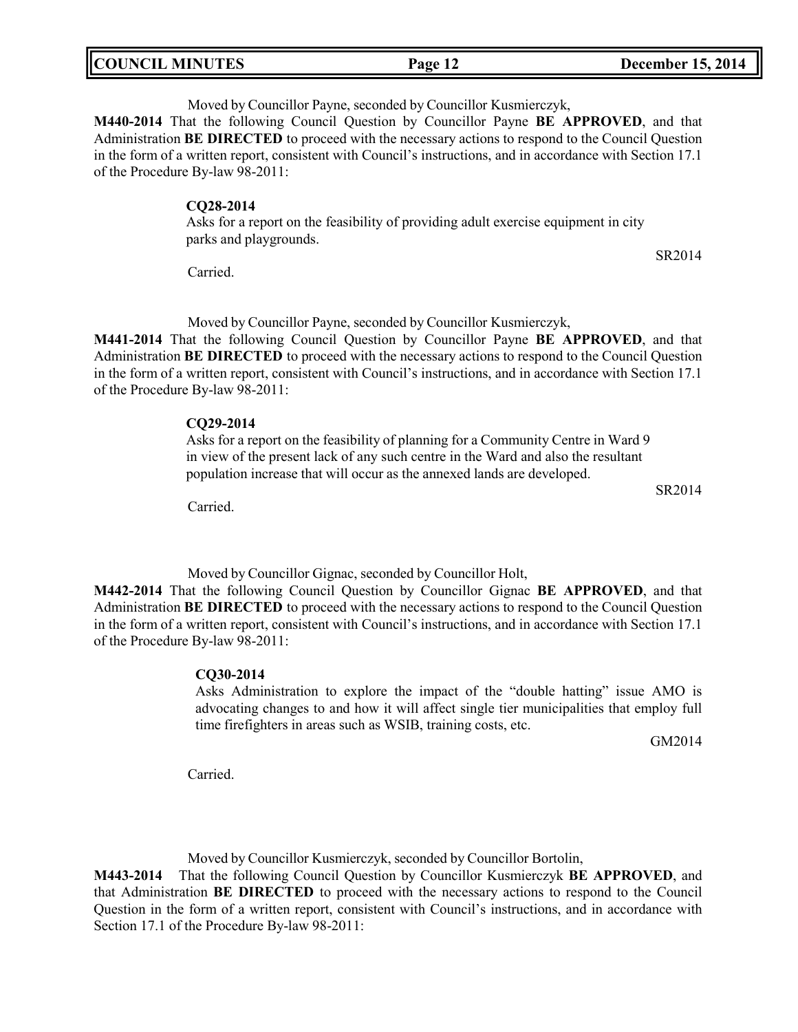Moved by Councillor Payne, seconded by Councillor Kusmierczyk,

**M440-2014** That the following Council Question by Councillor Payne **BE APPROVED**, and that Administration **BE DIRECTED** to proceed with the necessary actions to respond to the Council Question in the form of a written report, consistent with Council's instructions, and in accordance with Section 17.1 of the Procedure By-law 98-2011:

**CQ28-2014**
Asks for a report on the feasibility of providing adult exercise equipment in city parks and playgrounds.

SR2014

Carried.

Moved by Councillor Payne, seconded by Councillor Kusmierczyk,

**M441-2014** That the following Council Question by Councillor Payne **BE APPROVED**, and that Administration **BE DIRECTED** to proceed with the necessary actions to respond to the Council Question in the form of a written report, consistent with Council's instructions, and in accordance with Section 17.1 of the Procedure By-law 98-2011:

**CQ29-2014**
Asks for a report on the feasibility of planning for a Community Centre in Ward 9 in view of the present lack of any such centre in the Ward and also the resultant population increase that will occur as the annexed lands are developed.

SR2014

Carried.

Moved by Councillor Gignac, seconded by Councillor Holt,

**M442-2014** That the following Council Question by Councillor Gignac **BE APPROVED**, and that Administration **BE DIRECTED** to proceed with the necessary actions to respond to the Council Question in the form of a written report, consistent with Council's instructions, and in accordance with Section 17.1 of the Procedure By-law 98-2011:

**CQ30-2014**
Asks Administration to explore the impact of the "double hatting" issue AMO is advocating changes to and how it will affect single tier municipalities that employ full time firefighters in areas such as WSIB, training costs, etc.

GM2014

Carried.

Moved by Councillor Kusmierczyk, seconded by Councillor Bortolin,

**M443-2014** That the following Council Question by Councillor Kusmierczyk **BE APPROVED**, and that Administration **BE DIRECTED** to proceed with the necessary actions to respond to the Council Question in the form of a written report, consistent with Council's instructions, and in accordance with Section 17.1 of the Procedure By-law 98-2011: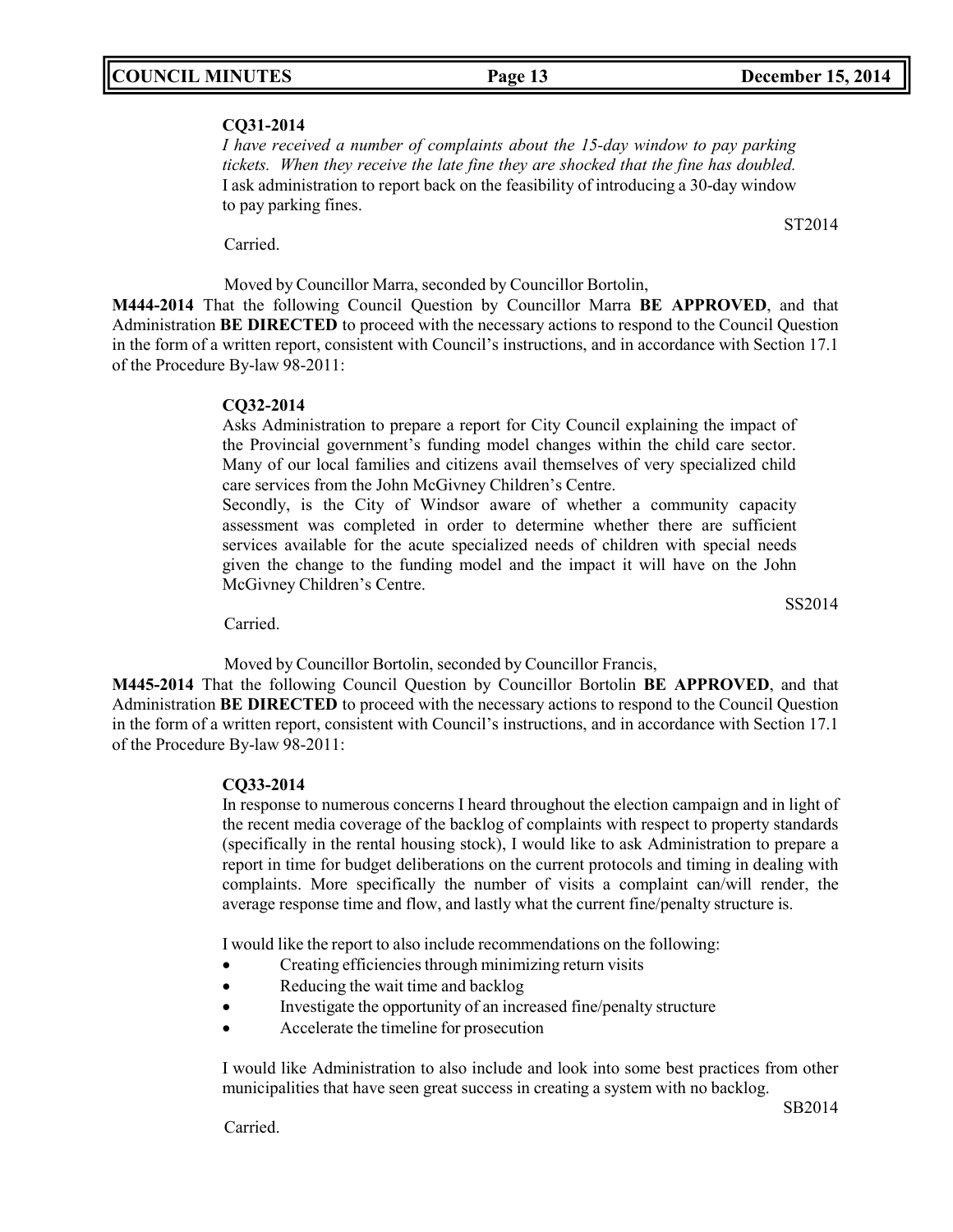**CQ31-2014**

*I have received a number of complaints about the 15-day window to pay parking tickets. When they receive the late fine they are shocked that the fine has doubled.* I ask administration to report back on the feasibility of introducing a 30-day window to pay parking fines.

ST2014

Carried.

Moved by Councillor Marra, seconded by Councillor Bortolin,

**M444-2014** That the following Council Question by Councillor Marra **BE APPROVED**, and that Administration **BE DIRECTED** to proceed with the necessary actions to respond to the Council Question in the form of a written report, consistent with Council's instructions, and in accordance with Section 17.1 of the Procedure By-law 98-2011:

**CQ32-2014**

Asks Administration to prepare a report for City Council explaining the impact of the Provincial government's funding model changes within the child care sector. Many of our local families and citizens avail themselves of very specialized child care services from the John McGivney Children's Centre.

Secondly, is the City of Windsor aware of whether a community capacity assessment was completed in order to determine whether there are sufficient services available for the acute specialized needs of children with special needs given the change to the funding model and the impact it will have on the John McGivney Children's Centre.

SS2014

Carried.

Moved by Councillor Bortolin, seconded by Councillor Francis,

**M445-2014** That the following Council Question by Councillor Bortolin **BE APPROVED**, and that Administration **BE DIRECTED** to proceed with the necessary actions to respond to the Council Question in the form of a written report, consistent with Council's instructions, and in accordance with Section 17.1 of the Procedure By-law 98-2011:

**CQ33-2014**

In response to numerous concerns I heard throughout the election campaign and in light of the recent media coverage of the backlog of complaints with respect to property standards (specifically in the rental housing stock), I would like to ask Administration to prepare a report in time for budget deliberations on the current protocols and timing in dealing with complaints. More specifically the number of visits a complaint can/will render, the average response time and flow, and lastly what the current fine/penalty structure is.

I would like the report to also include recommendations on the following:

- Creating efficiencies through minimizing return visits
- Reducing the wait time and backlog
- Investigate the opportunity of an increased fine/penalty structure
- Accelerate the timeline for prosecution

I would like Administration to also include and look into some best practices from other municipalities that have seen great success in creating a system with no backlog.

SB2014

Carried.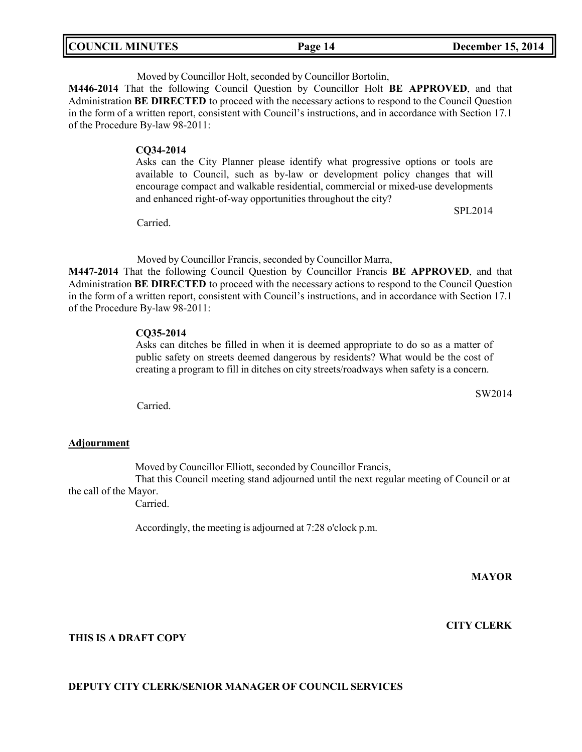Moved by Councillor Holt, seconded by Councillor Bortolin,

**M446-2014** That the following Council Question by Councillor Holt **BE APPROVED**, and that Administration **BE DIRECTED** to proceed with the necessary actions to respond to the Council Question in the form of a written report, consistent with Council's instructions, and in accordance with Section 17.1 of the Procedure By-law 98-2011:

**CQ34-2014**
Asks can the City Planner please identify what progressive options or tools are available to Council, such as by-law or development policy changes that will encourage compact and walkable residential, commercial or mixed-use developments and enhanced right-of-way opportunities throughout the city?

SPL2014

Carried.

Moved by Councillor Francis, seconded by Councillor Marra,

**M447-2014** That the following Council Question by Councillor Francis **BE APPROVED**, and that Administration **BE DIRECTED** to proceed with the necessary actions to respond to the Council Question in the form of a written report, consistent with Council's instructions, and in accordance with Section 17.1 of the Procedure By-law 98-2011:

**CQ35-2014**
Asks can ditches be filled in when it is deemed appropriate to do so as a matter of public safety on streets deemed dangerous by residents? What would be the cost of creating a program to fill in ditches on city streets/roadways when safety is a concern.

SW2014

Carried.

**Adjournment**

Moved by Councillor Elliott, seconded by Councillor Francis,

That this Council meeting stand adjourned until the next regular meeting of Council or at the call of the Mayor.

Carried.

Accordingly, the meeting is adjourned at 7:28 o'clock p.m.

**MAYOR**

**CITY CLERK**

**THIS IS A DRAFT COPY**

**DEPUTY CITY CLERK/SENIOR MANAGER OF COUNCIL SERVICES**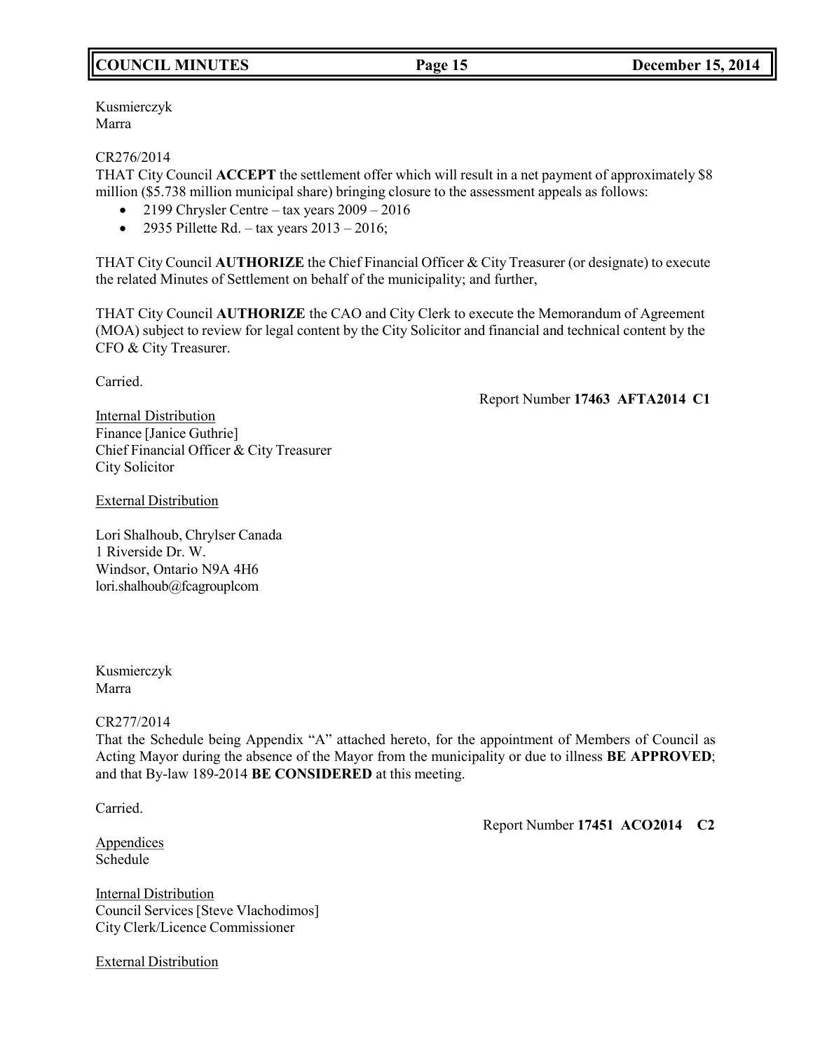Kusmierczyk
Marra

CR276/2014
THAT City Council **ACCEPT** the settlement offer which will result in a net payment of approximately $8 million ($5.738 million municipal share) bringing closure to the assessment appeals as follows:

- 2199 Chrysler Centre – tax years 2009 – 2016
- 2935 Pillette Rd. – tax years 2013 – 2016;

THAT City Council **AUTHORIZE** the Chief Financial Officer & City Treasurer (or designate) to execute the related Minutes of Settlement on behalf of the municipality; and further,

THAT City Council **AUTHORIZE** the CAO and City Clerk to execute the Memorandum of Agreement (MOA) subject to review for legal content by the City Solicitor and financial and technical content by the CFO & City Treasurer.

Carried.

Report Number **17463 AFTA2014 C1**

Internal Distribution
Finance [Janice Guthrie]
Chief Financial Officer & City Treasurer
City Solicitor

External Distribution

Lori Shalhoub, Chrylser Canada
1 Riverside Dr. W.
Windsor, Ontario N9A 4H6
lori.shalhoub@fcagrouplcom

Kusmierczyk
Marra

CR277/2014
That the Schedule being Appendix "A" attached hereto, for the appointment of Members of Council as Acting Mayor during the absence of the Mayor from the municipality or due to illness **BE APPROVED**; and that By-law 189-2014 **BE CONSIDERED** at this meeting.

Carried.

Report Number **17451 ACO2014 C2**

Appendices
Schedule

Internal Distribution
Council Services [Steve Vlachodimos]
City Clerk/Licence Commissioner

External Distribution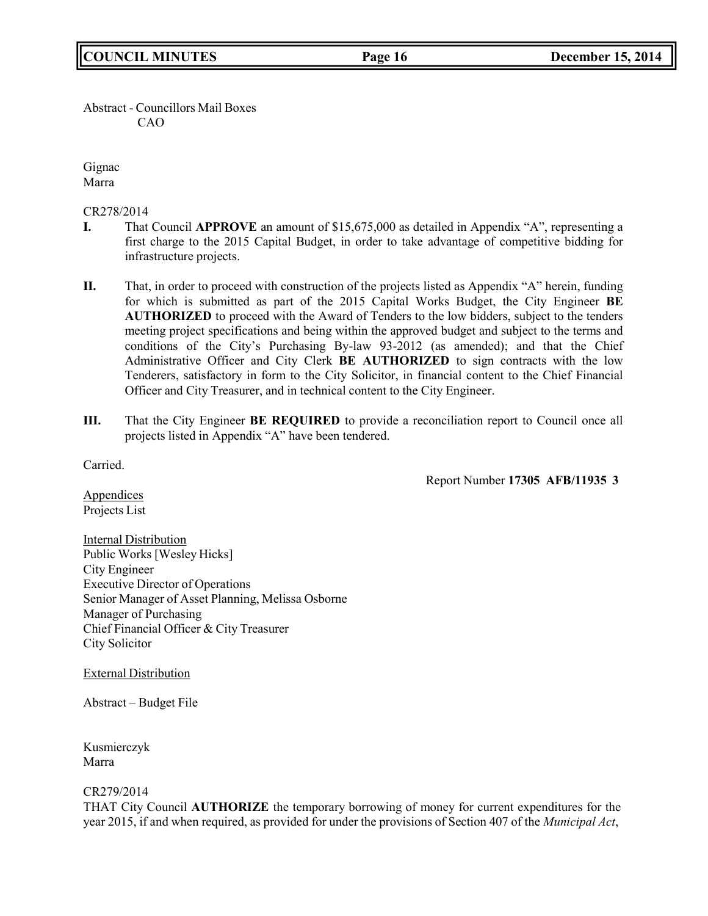Abstract - Councillors Mail Boxes
CAO

Gignac
Marra

CR278/2014

**I.** That Council **APPROVE** an amount of $15,675,000 as detailed in Appendix "A", representing a first charge to the 2015 Capital Budget, in order to take advantage of competitive bidding for infrastructure projects.

**II.** That, in order to proceed with construction of the projects listed as Appendix "A" herein, funding for which is submitted as part of the 2015 Capital Works Budget, the City Engineer **BE AUTHORIZED** to proceed with the Award of Tenders to the low bidders, subject to the tenders meeting project specifications and being within the approved budget and subject to the terms and conditions of the City's Purchasing By-law 93-2012 (as amended); and that the Chief Administrative Officer and City Clerk **BE AUTHORIZED** to sign contracts with the low Tenderers, satisfactory in form to the City Solicitor, in financial content to the Chief Financial Officer and City Treasurer, and in technical content to the City Engineer.

**III.** That the City Engineer **BE REQUIRED** to provide a reconciliation report to Council once all projects listed in Appendix "A" have been tendered.

Carried.

Report Number **17305 AFB/11935 3**

Appendices
Projects List

Internal Distribution
Public Works [Wesley Hicks]
City Engineer
Executive Director of Operations
Senior Manager of Asset Planning, Melissa Osborne
Manager of Purchasing
Chief Financial Officer & City Treasurer
City Solicitor

External Distribution

Abstract – Budget File

Kusmierczyk
Marra

CR279/2014
THAT City Council **AUTHORIZE** the temporary borrowing of money for current expenditures for the year 2015, if and when required, as provided for under the provisions of Section 407 of the *Municipal Act*,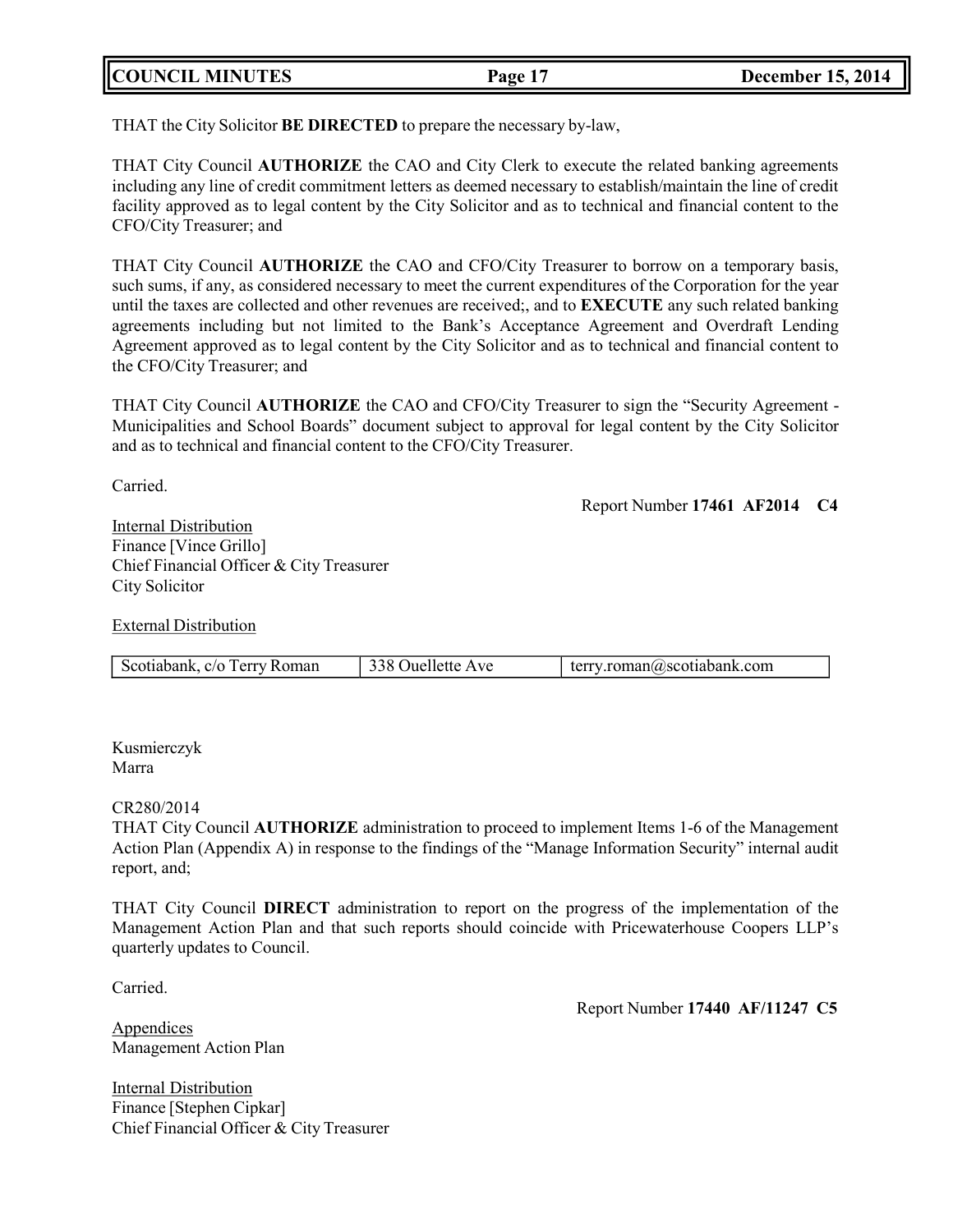THAT the City Solicitor **BE DIRECTED** to prepare the necessary by-law,

THAT City Council **AUTHORIZE** the CAO and City Clerk to execute the related banking agreements including any line of credit commitment letters as deemed necessary to establish/maintain the line of credit facility approved as to legal content by the City Solicitor and as to technical and financial content to the CFO/City Treasurer; and

THAT City Council **AUTHORIZE** the CAO and CFO/City Treasurer to borrow on a temporary basis, such sums, if any, as considered necessary to meet the current expenditures of the Corporation for the year until the taxes are collected and other revenues are received;, and to **EXECUTE** any such related banking agreements including but not limited to the Bank's Acceptance Agreement and Overdraft Lending Agreement approved as to legal content by the City Solicitor and as to technical and financial content to the CFO/City Treasurer; and

THAT City Council **AUTHORIZE** the CAO and CFO/City Treasurer to sign the "Security Agreement - Municipalities and School Boards" document subject to approval for legal content by the City Solicitor and as to technical and financial content to the CFO/City Treasurer.

Carried.

Report Number **17461 AF2014 C4**

Internal Distribution
Finance [Vince Grillo]
Chief Financial Officer & City Treasurer
City Solicitor

External Distribution

| Scotiabank, c/o Terry Roman | 338 Ouellette Ave | terry.roman@scotiabank.com |
| --- | --- | --- |

Kusmierczyk
Marra

CR280/2014
THAT City Council **AUTHORIZE** administration to proceed to implement Items 1-6 of the Management Action Plan (Appendix A) in response to the findings of the "Manage Information Security" internal audit report, and;

THAT City Council **DIRECT** administration to report on the progress of the implementation of the Management Action Plan and that such reports should coincide with Pricewaterhouse Coopers LLP's quarterly updates to Council.

Carried.

Report Number **17440 AF/11247 C5**

Appendices
Management Action Plan

Internal Distribution
Finance [Stephen Cipkar]
Chief Financial Officer & City Treasurer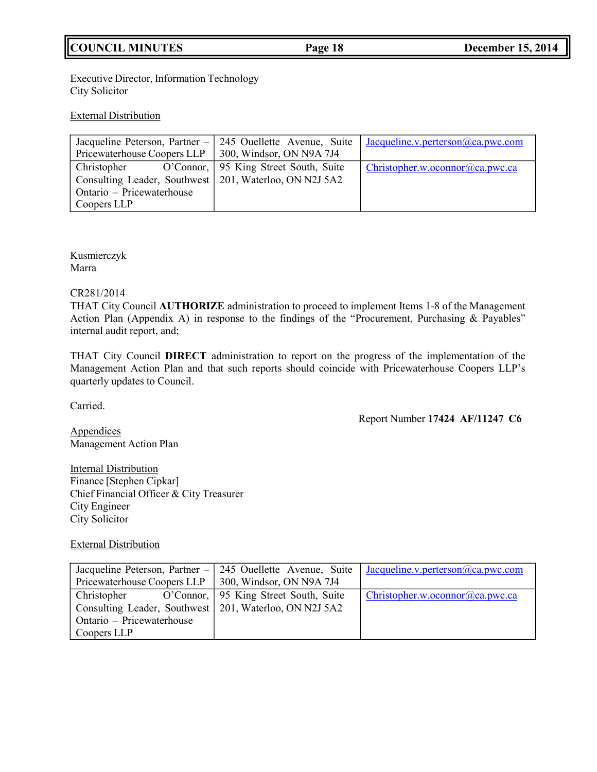Executive Director, Information Technology
City Solicitor

External Distribution

| | | |
|---|---|---|
| Jacqueline Peterson, Partner – Pricewaterhouse Coopers LLP | 245 Ouellette Avenue, Suite 300, Windsor, ON N9A 7J4 | Jacqueline.v.perterson@ca.pwc.com |
| Christopher O'Connor, Consulting Leader, Southwest Ontario – Pricewaterhouse Coopers LLP | 95 King Street South, Suite 201, Waterloo, ON N2J 5A2 | Christopher.w.oconnor@ca.pwc.ca |

Kusmierczyk
Marra

CR281/2014
THAT City Council **AUTHORIZE** administration to proceed to implement Items 1-8 of the Management Action Plan (Appendix A) in response to the findings of the "Procurement, Purchasing & Payables" internal audit report, and;

THAT City Council **DIRECT** administration to report on the progress of the implementation of the Management Action Plan and that such reports should coincide with Pricewaterhouse Coopers LLP's quarterly updates to Council.

Carried.

Report Number **17424 AF/11247 C6**

Appendices
Management Action Plan

Internal Distribution
Finance [Stephen Cipkar]
Chief Financial Officer & City Treasurer
City Engineer
City Solicitor

External Distribution

| | | |
|---|---|---|
| Jacqueline Peterson, Partner – Pricewaterhouse Coopers LLP | 245 Ouellette Avenue, Suite 300, Windsor, ON N9A 7J4 | Jacqueline.v.perterson@ca.pwc.com |
| Christopher O'Connor, Consulting Leader, Southwest Ontario – Pricewaterhouse Coopers LLP | 95 King Street South, Suite 201, Waterloo, ON N2J 5A2 | Christopher.w.oconnor@ca.pwc.ca |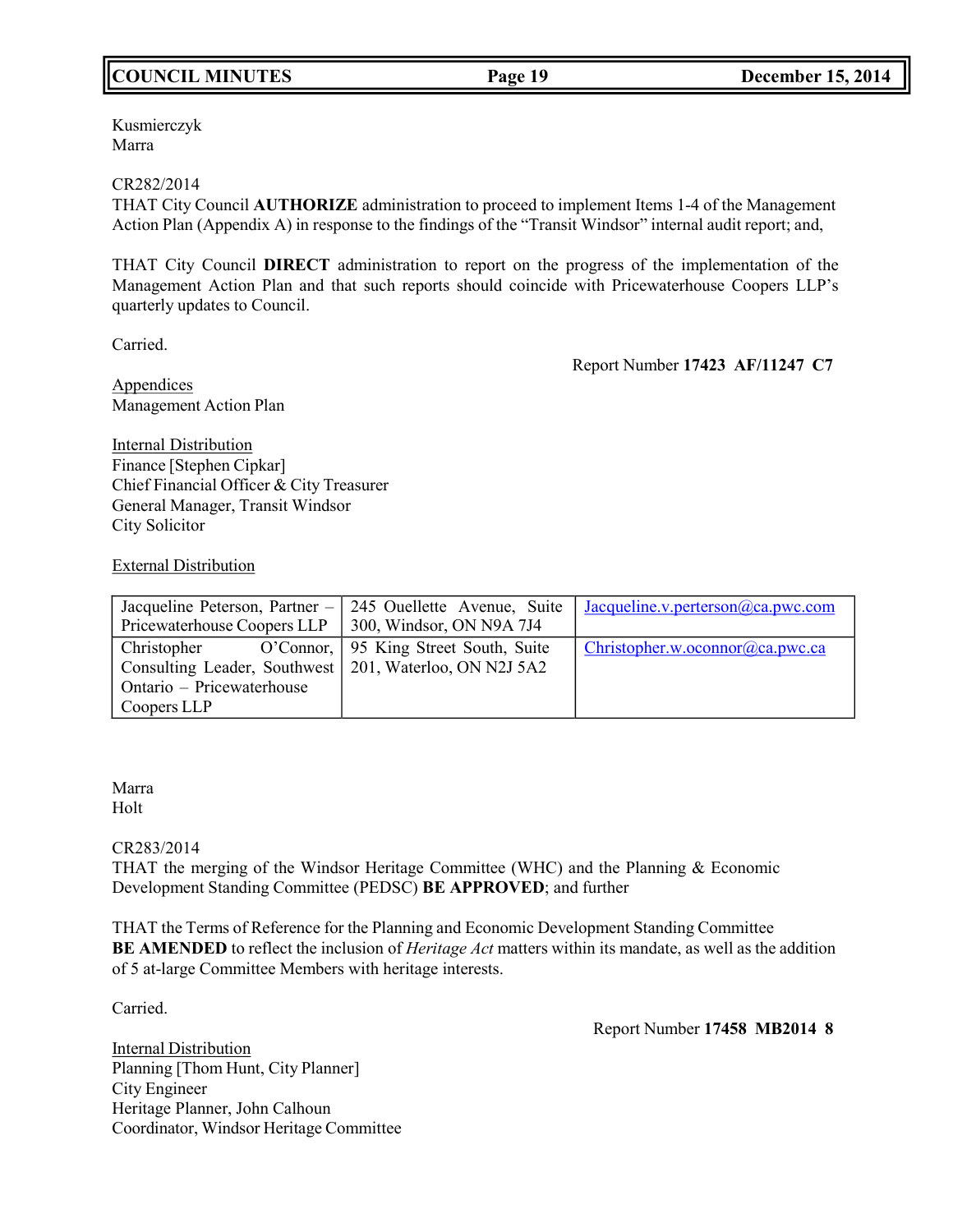Kusmierczyk
Marra

CR282/2014
THAT City Council **AUTHORIZE** administration to proceed to implement Items 1-4 of the Management Action Plan (Appendix A) in response to the findings of the "Transit Windsor" internal audit report; and,

THAT City Council **DIRECT** administration to report on the progress of the implementation of the Management Action Plan and that such reports should coincide with Pricewaterhouse Coopers LLP's quarterly updates to Council.

Carried.

Report Number **17423 AF/11247 C7**

Appendices
Management Action Plan

Internal Distribution
Finance [Stephen Cipkar]
Chief Financial Officer & City Treasurer
General Manager, Transit Windsor
City Solicitor

External Distribution

| | | |
|---|---|---|
| Jacqueline Peterson, Partner – Pricewaterhouse Coopers LLP | 245 Ouellette Avenue, Suite 300, Windsor, ON N9A 7J4 | Jacqueline.v.perterson@ca.pwc.com |
| Christopher O'Connor, Consulting Leader, Southwest Ontario – Pricewaterhouse Coopers LLP | 95 King Street South, Suite 201, Waterloo, ON N2J 5A2 | Christopher.w.oconnor@ca.pwc.ca |

Marra
Holt

CR283/2014
THAT the merging of the Windsor Heritage Committee (WHC) and the Planning & Economic Development Standing Committee (PEDSC) **BE APPROVED**; and further

THAT the Terms of Reference for the Planning and Economic Development Standing Committee **BE AMENDED** to reflect the inclusion of *Heritage Act* matters within its mandate, as well as the addition of 5 at-large Committee Members with heritage interests.

Carried.

Report Number **17458 MB2014 8**

Internal Distribution
Planning [Thom Hunt, City Planner]
City Engineer
Heritage Planner, John Calhoun
Coordinator, Windsor Heritage Committee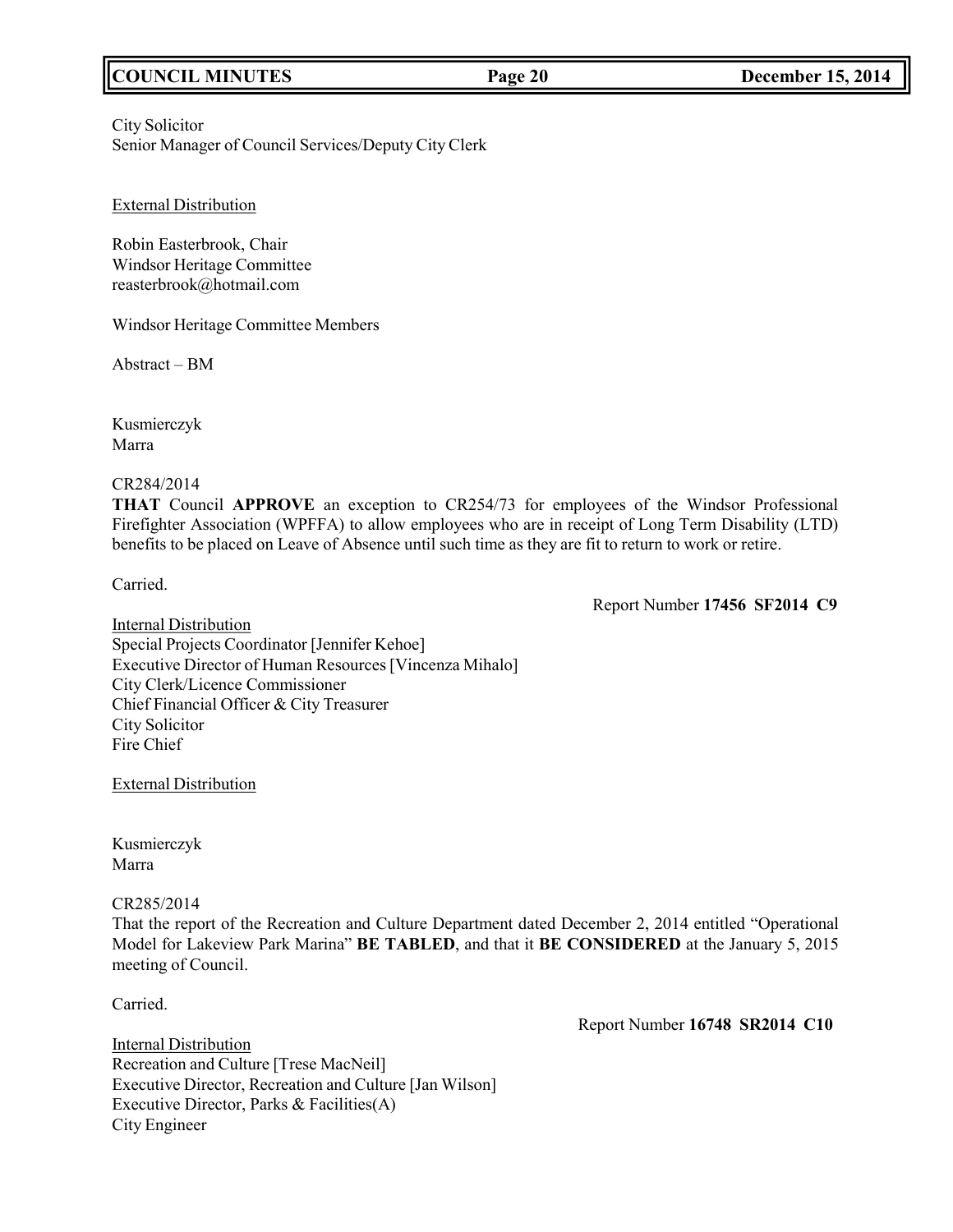City Solicitor
Senior Manager of Council Services/Deputy City Clerk

External Distribution

Robin Easterbrook, Chair
Windsor Heritage Committee
reasterbrook@hotmail.com

Windsor Heritage Committee Members

Abstract – BM

Kusmierczyk
Marra

CR284/2014
**THAT** Council **APPROVE** an exception to CR254/73 for employees of the Windsor Professional Firefighter Association (WPFFA) to allow employees who are in receipt of Long Term Disability (LTD) benefits to be placed on Leave of Absence until such time as they are fit to return to work or retire.

Carried.

Report Number **17456 SF2014 C9**

Internal Distribution
Special Projects Coordinator [Jennifer Kehoe]
Executive Director of Human Resources [Vincenza Mihalo]
City Clerk/Licence Commissioner
Chief Financial Officer & City Treasurer
City Solicitor
Fire Chief

External Distribution

Kusmierczyk
Marra

CR285/2014
That the report of the Recreation and Culture Department dated December 2, 2014 entitled "Operational Model for Lakeview Park Marina" **BE TABLED**, and that it **BE CONSIDERED** at the January 5, 2015 meeting of Council.

Carried.

Report Number **16748 SR2014 C10**

Internal Distribution
Recreation and Culture [Trese MacNeil]
Executive Director, Recreation and Culture [Jan Wilson]
Executive Director, Parks & Facilities(A)
City Engineer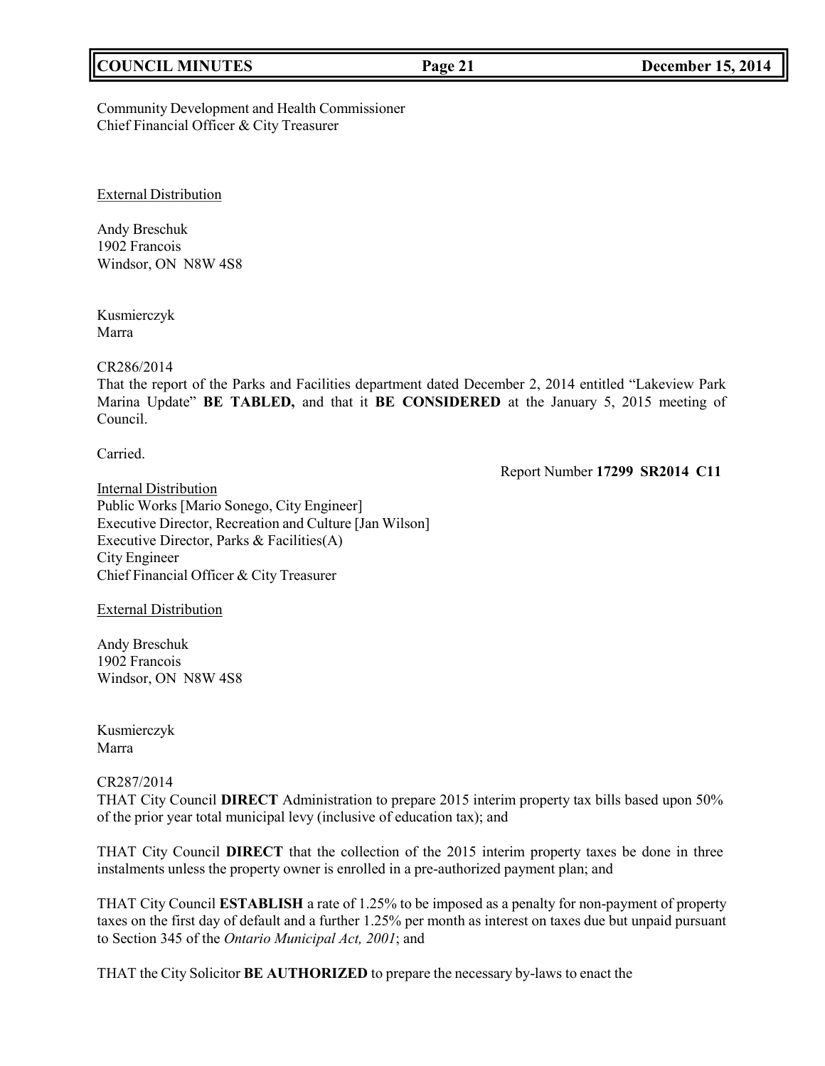Community Development and Health Commissioner
Chief Financial Officer & City Treasurer

External Distribution

Andy Breschuk
1902 Francois
Windsor, ON N8W 4S8

Kusmierczyk
Marra

CR286/2014
That the report of the Parks and Facilities department dated December 2, 2014 entitled "Lakeview Park Marina Update" **BE TABLED,** and that it **BE CONSIDERED** at the January 5, 2015 meeting of Council.

Carried.

Report Number **17299 SR2014 C11**

Internal Distribution
Public Works [Mario Sonego, City Engineer]
Executive Director, Recreation and Culture [Jan Wilson]
Executive Director, Parks & Facilities(A)
City Engineer
Chief Financial Officer & City Treasurer

External Distribution

Andy Breschuk
1902 Francois
Windsor, ON N8W 4S8

Kusmierczyk
Marra

CR287/2014
THAT City Council **DIRECT** Administration to prepare 2015 interim property tax bills based upon 50% of the prior year total municipal levy (inclusive of education tax); and

THAT City Council **DIRECT** that the collection of the 2015 interim property taxes be done in three instalments unless the property owner is enrolled in a pre-authorized payment plan; and

THAT City Council **ESTABLISH** a rate of 1.25% to be imposed as a penalty for non-payment of property taxes on the first day of default and a further 1.25% per month as interest on taxes due but unpaid pursuant to Section 345 of the *Ontario Municipal Act, 2001*; and

THAT the City Solicitor **BE AUTHORIZED** to prepare the necessary by-laws to enact the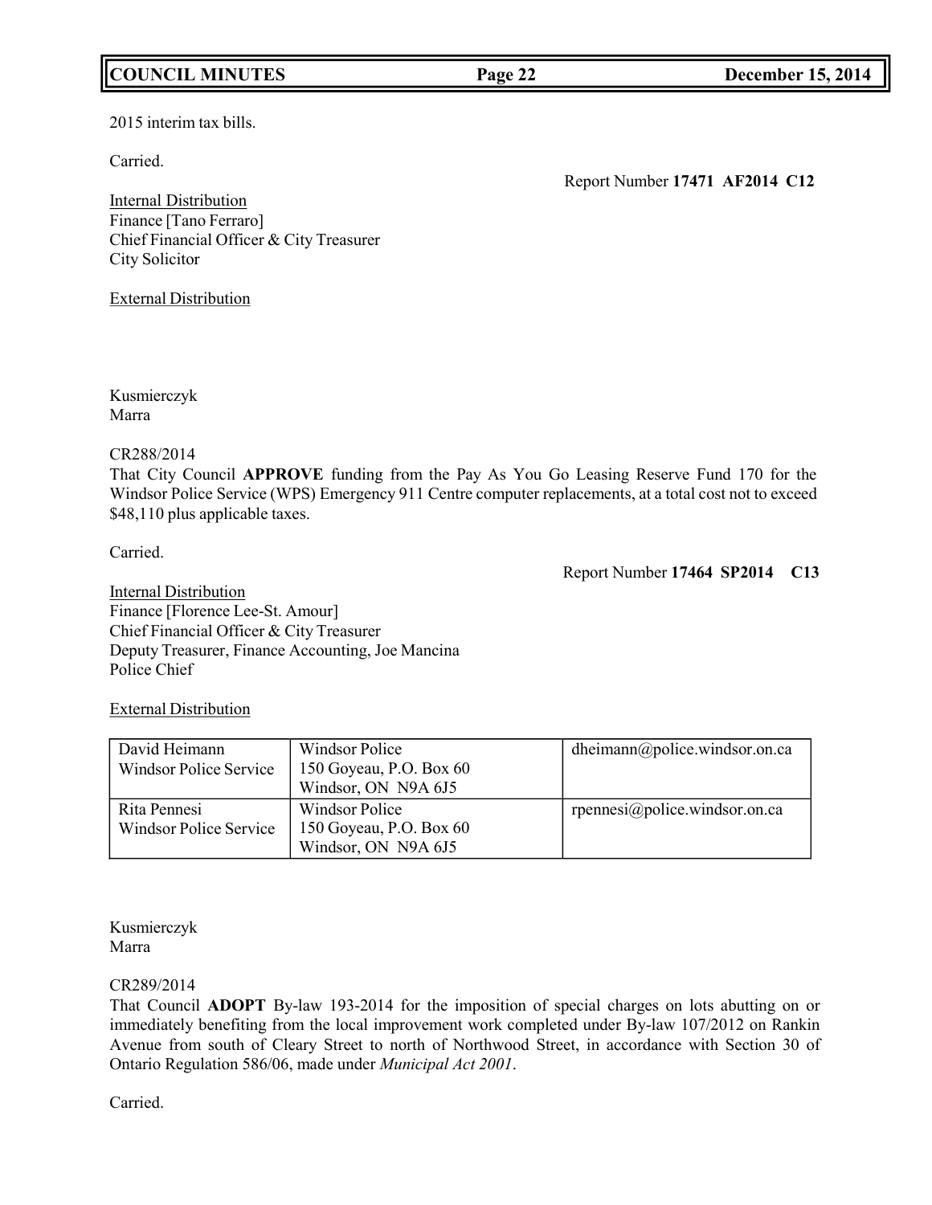2015 interim tax bills.

Carried.

Report Number **17471 AF2014 C12**

Internal Distribution
Finance [Tano Ferraro]
Chief Financial Officer & City Treasurer
City Solicitor

External Distribution

Kusmierczyk
Marra

CR288/2014
That City Council **APPROVE** funding from the Pay As You Go Leasing Reserve Fund 170 for the Windsor Police Service (WPS) Emergency 911 Centre computer replacements, at a total cost not to exceed $48,110 plus applicable taxes.

Carried.

Report Number **17464 SP2014 C13**

Internal Distribution
Finance [Florence Lee-St. Amour]
Chief Financial Officer & City Treasurer
Deputy Treasurer, Finance Accounting, Joe Mancina
Police Chief

External Distribution

| | | |
|---|---|---|
| David Heimann<br>Windsor Police Service | Windsor Police<br>150 Goyeau, P.O. Box 60<br>Windsor, ON N9A 6J5 | dheimann@police.windsor.on.ca |
| Rita Pennesi<br>Windsor Police Service | Windsor Police<br>150 Goyeau, P.O. Box 60<br>Windsor, ON N9A 6J5 | rpennesi@police.windsor.on.ca |

Kusmierczyk
Marra

CR289/2014
That Council **ADOPT** By-law 193-2014 for the imposition of special charges on lots abutting on or immediately benefiting from the local improvement work completed under By-law 107/2012 on Rankin Avenue from south of Cleary Street to north of Northwood Street, in accordance with Section 30 of Ontario Regulation 586/06, made under *Municipal Act 2001*.

Carried.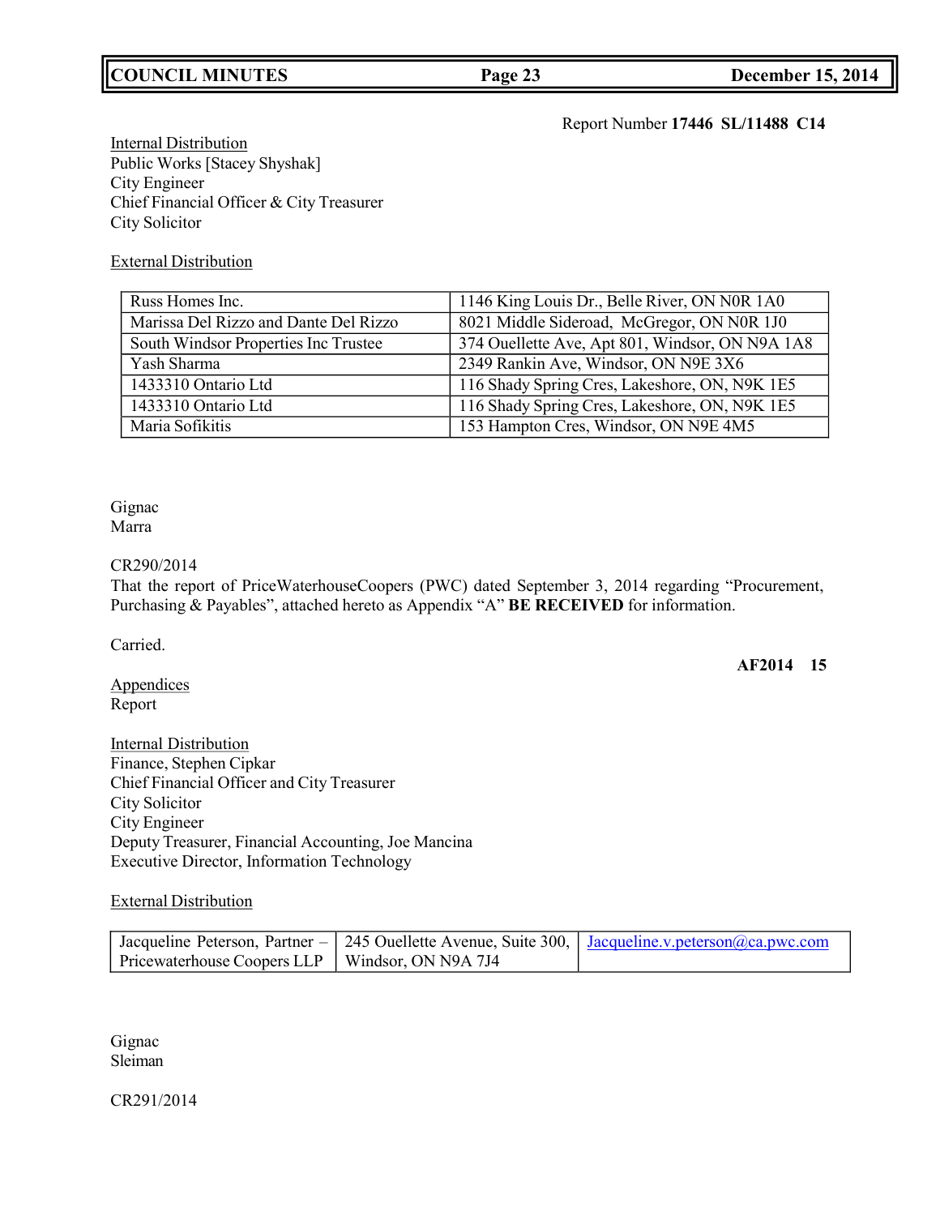Report Number **17446 SL/11488 C14**

Internal Distribution
Public Works [Stacey Shyshak]
City Engineer
Chief Financial Officer & City Treasurer
City Solicitor

External Distribution

| | |
|---|---|
| Russ Homes Inc. | 1146 King Louis Dr., Belle River, ON N0R 1A0 |
| Marissa Del Rizzo and Dante Del Rizzo | 8021 Middle Sideroad, McGregor, ON N0R 1J0 |
| South Windsor Properties Inc Trustee | 374 Ouellette Ave, Apt 801, Windsor, ON N9A 1A8 |
| Yash Sharma | 2349 Rankin Ave, Windsor, ON N9E 3X6 |
| 1433310 Ontario Ltd | 116 Shady Spring Cres, Lakeshore, ON, N9K 1E5 |
| 1433310 Ontario Ltd | 116 Shady Spring Cres, Lakeshore, ON, N9K 1E5 |
| Maria Sofikitis | 153 Hampton Cres, Windsor, ON N9E 4M5 |

Gignac
Marra

CR290/2014
That the report of PriceWaterhouseCoopers (PWC) dated September 3, 2014 regarding "Procurement, Purchasing & Payables", attached hereto as Appendix "A" **BE RECEIVED** for information.

Carried.

**AF2014 15**

Appendices
Report

Internal Distribution
Finance, Stephen Cipkar
Chief Financial Officer and City Treasurer
City Solicitor
City Engineer
Deputy Treasurer, Financial Accounting, Joe Mancina
Executive Director, Information Technology

External Distribution

| | | |
|---|---|---|
| Jacqueline Peterson, Partner – Pricewaterhouse Coopers LLP | 245 Ouellette Avenue, Suite 300, Windsor, ON N9A 7J4 | Jacqueline.v.peterson@ca.pwc.com |

Gignac
Sleiman

CR291/2014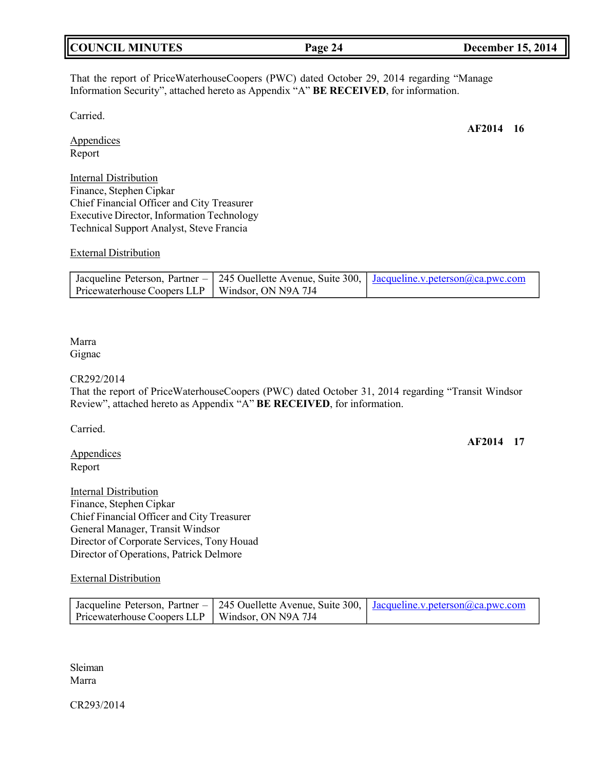That the report of PriceWaterhouseCoopers (PWC) dated October 29, 2014 regarding "Manage Information Security", attached hereto as Appendix "A" **BE RECEIVED**, for information.

Carried.

**AF2014 16**

Appendices
Report

Internal Distribution
Finance, Stephen Cipkar
Chief Financial Officer and City Treasurer
Executive Director, Information Technology
Technical Support Analyst, Steve Francia

External Distribution

| Jacqueline Peterson, Partner – Pricewaterhouse Coopers LLP | 245 Ouellette Avenue, Suite 300, Windsor, ON N9A 7J4 | Jacqueline.v.peterson@ca.pwc.com |
|---|---|---|

Marra
Gignac

CR292/2014
That the report of PriceWaterhouseCoopers (PWC) dated October 31, 2014 regarding "Transit Windsor Review", attached hereto as Appendix "A" **BE RECEIVED**, for information.

Carried.

**AF2014 17**

Appendices
Report

Internal Distribution
Finance, Stephen Cipkar
Chief Financial Officer and City Treasurer
General Manager, Transit Windsor
Director of Corporate Services, Tony Houad
Director of Operations, Patrick Delmore

External Distribution

| Jacqueline Peterson, Partner – Pricewaterhouse Coopers LLP | 245 Ouellette Avenue, Suite 300, Windsor, ON N9A 7J4 | Jacqueline.v.peterson@ca.pwc.com |
|---|---|---|

Sleiman
Marra

CR293/2014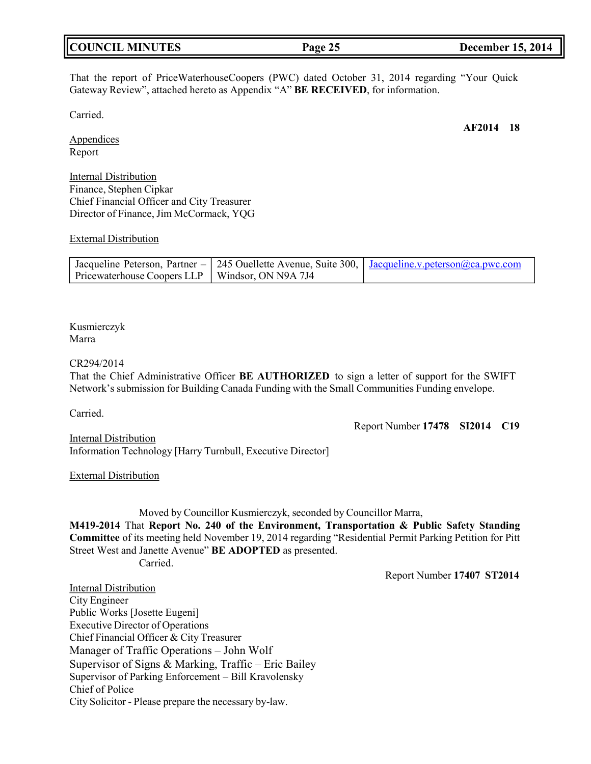That the report of PriceWaterhouseCoopers (PWC) dated October 31, 2014 regarding "Your Quick Gateway Review", attached hereto as Appendix "A" **BE RECEIVED**, for information.

Carried.

**AF2014 18**

Appendices
Report

Internal Distribution
Finance, Stephen Cipkar
Chief Financial Officer and City Treasurer
Director of Finance, Jim McCormack, YQG

External Distribution

| Jacqueline Peterson, Partner – Pricewaterhouse Coopers LLP | 245 Ouellette Avenue, Suite 300, Windsor, ON N9A 7J4 | Jacqueline.v.peterson@ca.pwc.com |
|---|---|---|

Kusmierczyk
Marra

CR294/2014
That the Chief Administrative Officer **BE AUTHORIZED** to sign a letter of support for the SWIFT Network's submission for Building Canada Funding with the Small Communities Funding envelope.

Carried.

Report Number **17478 SI2014 C19**

Internal Distribution
Information Technology [Harry Turnbull, Executive Director]

External Distribution

Moved by Councillor Kusmierczyk, seconded by Councillor Marra,

**M419-2014** That **Report No. 240 of the Environment, Transportation & Public Safety Standing Committee** of its meeting held November 19, 2014 regarding "Residential Permit Parking Petition for Pitt Street West and Janette Avenue" **BE ADOPTED** as presented.

Carried.

Report Number **17407 ST2014**

Internal Distribution
City Engineer
Public Works [Josette Eugeni]
Executive Director of Operations
Chief Financial Officer & City Treasurer
Manager of Traffic Operations – John Wolf
Supervisor of Signs & Marking, Traffic – Eric Bailey
Supervisor of Parking Enforcement – Bill Kravolensky
Chief of Police
City Solicitor - Please prepare the necessary by-law.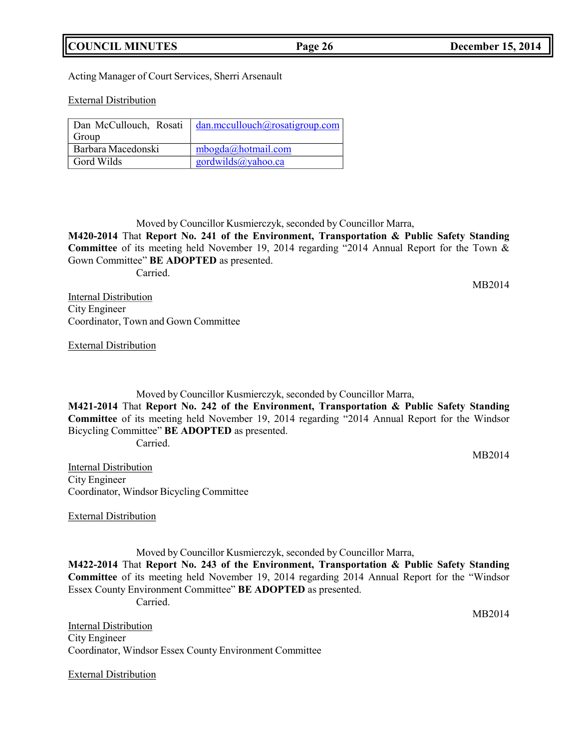Acting Manager of Court Services, Sherri Arsenault

External Distribution

| Dan McCullouch, Rosati Group | dan.mccullouch@rosatigroup.com |
|---|---|
| Barbara Macedonski | mbogda@hotmail.com |
| Gord Wilds | gordwilds@yahoo.ca |

Moved by Councillor Kusmierczyk, seconded by Councillor Marra,

**M420-2014** That **Report No. 241 of the Environment, Transportation & Public Safety Standing Committee** of its meeting held November 19, 2014 regarding "2014 Annual Report for the Town & Gown Committee" **BE ADOPTED** as presented.

Carried.

MB2014

Internal Distribution
City Engineer
Coordinator, Town and Gown Committee

External Distribution

Moved by Councillor Kusmierczyk, seconded by Councillor Marra,

**M421-2014** That **Report No. 242 of the Environment, Transportation & Public Safety Standing Committee** of its meeting held November 19, 2014 regarding "2014 Annual Report for the Windsor Bicycling Committee" **BE ADOPTED** as presented.

Carried.

MB2014

Internal Distribution
City Engineer
Coordinator, Windsor Bicycling Committee

External Distribution

Moved by Councillor Kusmierczyk, seconded by Councillor Marra,

**M422-2014** That **Report No. 243 of the Environment, Transportation & Public Safety Standing Committee** of its meeting held November 19, 2014 regarding 2014 Annual Report for the "Windsor Essex County Environment Committee" **BE ADOPTED** as presented.

Carried.

MB2014

Internal Distribution
City Engineer
Coordinator, Windsor Essex County Environment Committee

External Distribution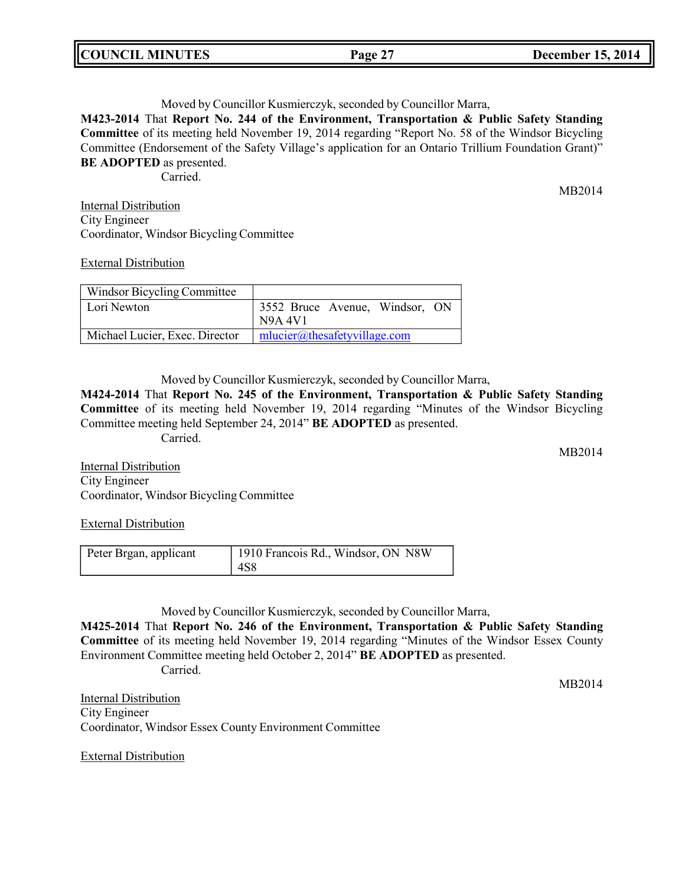Moved by Councillor Kusmierczyk, seconded by Councillor Marra,

**M423-2014** That **Report No. 244 of the Environment, Transportation & Public Safety Standing Committee** of its meeting held November 19, 2014 regarding "Report No. 58 of the Windsor Bicycling Committee (Endorsement of the Safety Village's application for an Ontario Trillium Foundation Grant)" **BE ADOPTED** as presented.

Carried.

MB2014

Internal Distribution
City Engineer
Coordinator, Windsor Bicycling Committee

External Distribution

| Windsor Bicycling Committee | |
|---|---|
| Lori Newton | 3552 Bruce Avenue, Windsor, ON N9A 4V1 |
| Michael Lucier, Exec. Director | mlucier@thesafetyvillage.com |

Moved by Councillor Kusmierczyk, seconded by Councillor Marra,

**M424-2014** That **Report No. 245 of the Environment, Transportation & Public Safety Standing Committee** of its meeting held November 19, 2014 regarding "Minutes of the Windsor Bicycling Committee meeting held September 24, 2014" **BE ADOPTED** as presented.

Carried.

MB2014

Internal Distribution
City Engineer
Coordinator, Windsor Bicycling Committee

External Distribution

| Peter Brgan, applicant | 1910 Francois Rd., Windsor, ON N8W 4S8 |
|---|---|

Moved by Councillor Kusmierczyk, seconded by Councillor Marra,

**M425-2014** That **Report No. 246 of the Environment, Transportation & Public Safety Standing Committee** of its meeting held November 19, 2014 regarding "Minutes of the Windsor Essex County Environment Committee meeting held October 2, 2014" **BE ADOPTED** as presented.

Carried.

MB2014

Internal Distribution
City Engineer
Coordinator, Windsor Essex County Environment Committee

External Distribution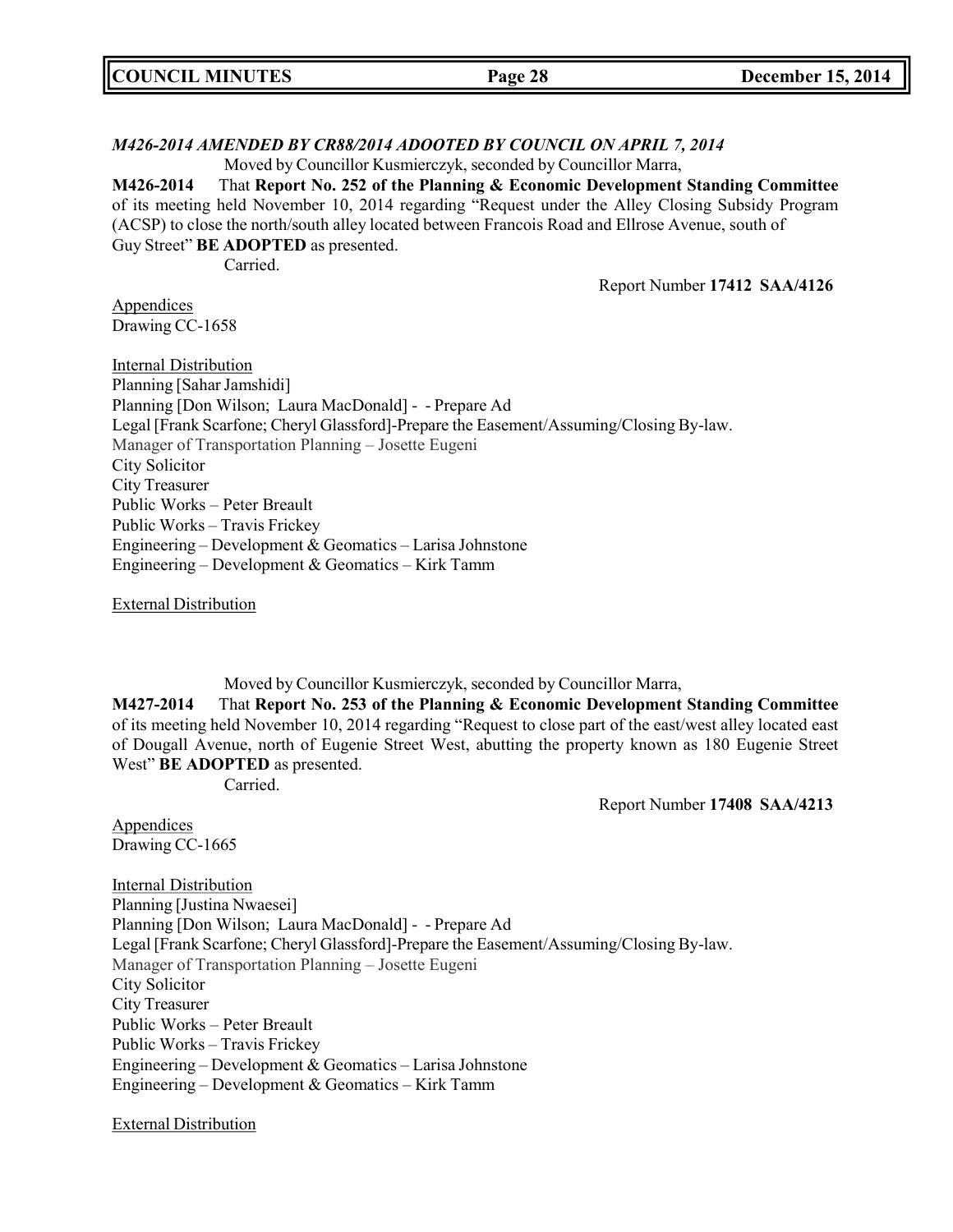*M426-2014 AMENDED BY CR88/2014 ADOOTED BY COUNCIL ON APRIL 7, 2014*

Moved by Councillor Kusmierczyk, seconded by Councillor Marra,

**M426-2014** That **Report No. 252 of the Planning & Economic Development Standing Committee** of its meeting held November 10, 2014 regarding "Request under the Alley Closing Subsidy Program (ACSP) to close the north/south alley located between Francois Road and Ellrose Avenue, south of Guy Street" **BE ADOPTED** as presented.

Carried.

Report Number **17412 SAA/4126**

Appendices
Drawing CC-1658

Internal Distribution
Planning [Sahar Jamshidi]
Planning [Don Wilson; Laura MacDonald] - - Prepare Ad
Legal [Frank Scarfone; Cheryl Glassford]-Prepare the Easement/Assuming/Closing By-law.
Manager of Transportation Planning – Josette Eugeni
City Solicitor
City Treasurer
Public Works – Peter Breault
Public Works – Travis Frickey
Engineering – Development & Geomatics – Larisa Johnstone
Engineering – Development & Geomatics – Kirk Tamm

External Distribution

Moved by Councillor Kusmierczyk, seconded by Councillor Marra,

**M427-2014** That **Report No. 253 of the Planning & Economic Development Standing Committee** of its meeting held November 10, 2014 regarding "Request to close part of the east/west alley located east of Dougall Avenue, north of Eugenie Street West, abutting the property known as 180 Eugenie Street West" **BE ADOPTED** as presented.

Carried.

Report Number **17408 SAA/4213**

Appendices
Drawing CC-1665

Internal Distribution
Planning [Justina Nwaesei]
Planning [Don Wilson; Laura MacDonald] - - Prepare Ad
Legal [Frank Scarfone; Cheryl Glassford]-Prepare the Easement/Assuming/Closing By-law.
Manager of Transportation Planning – Josette Eugeni
City Solicitor
City Treasurer
Public Works – Peter Breault
Public Works – Travis Frickey
Engineering – Development & Geomatics – Larisa Johnstone
Engineering – Development & Geomatics – Kirk Tamm

External Distribution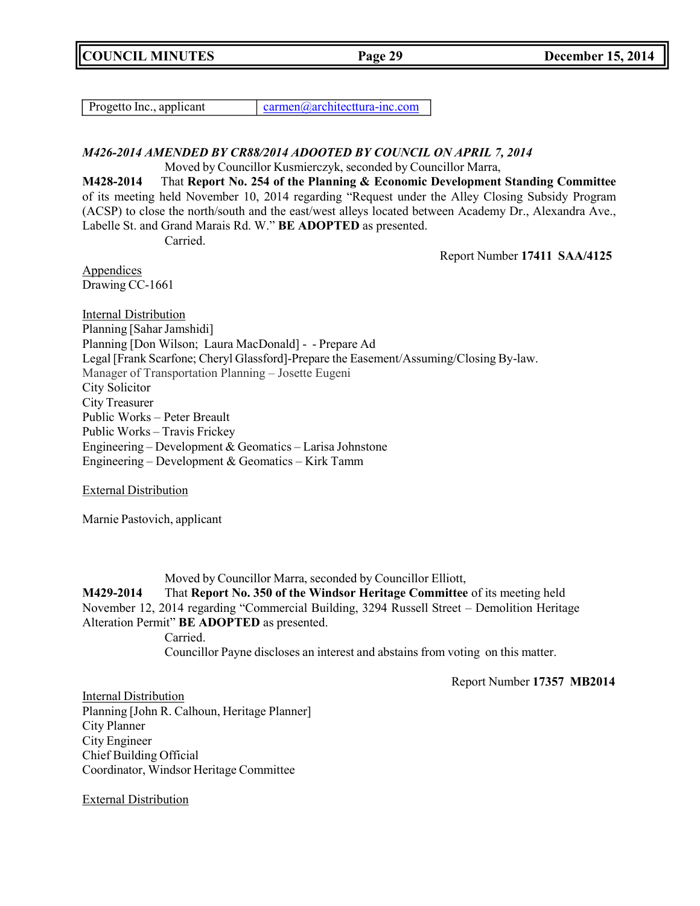| Progetto Inc., applicant | carmen@architecttura-inc.com |
|---|---|

***M426-2014 AMENDED BY CR88/2014 ADOOTED BY COUNCIL ON APRIL 7, 2014***

Moved by Councillor Kusmierczyk, seconded by Councillor Marra,

**M428-2014** That **Report No. 254 of the Planning & Economic Development Standing Committee** of its meeting held November 10, 2014 regarding "Request under the Alley Closing Subsidy Program (ACSP) to close the north/south and the east/west alleys located between Academy Dr., Alexandra Ave., Labelle St. and Grand Marais Rd. W." **BE ADOPTED** as presented.

Carried.

Report Number **17411 SAA/4125**

Appendices
Drawing CC-1661

Internal Distribution
Planning [Sahar Jamshidi]
Planning [Don Wilson; Laura MacDonald] - - Prepare Ad
Legal [Frank Scarfone; Cheryl Glassford]-Prepare the Easement/Assuming/Closing By-law.
Manager of Transportation Planning – Josette Eugeni
City Solicitor
City Treasurer
Public Works – Peter Breault
Public Works – Travis Frickey
Engineering – Development & Geomatics – Larisa Johnstone
Engineering – Development & Geomatics – Kirk Tamm

External Distribution

Marnie Pastovich, applicant

Moved by Councillor Marra, seconded by Councillor Elliott,

**M429-2014** That **Report No. 350 of the Windsor Heritage Committee** of its meeting held November 12, 2014 regarding "Commercial Building, 3294 Russell Street – Demolition Heritage Alteration Permit" **BE ADOPTED** as presented.

Carried.

Councillor Payne discloses an interest and abstains from voting on this matter.

Report Number **17357 MB2014**

Internal Distribution
Planning [John R. Calhoun, Heritage Planner]
City Planner
City Engineer
Chief Building Official
Coordinator, Windsor Heritage Committee

External Distribution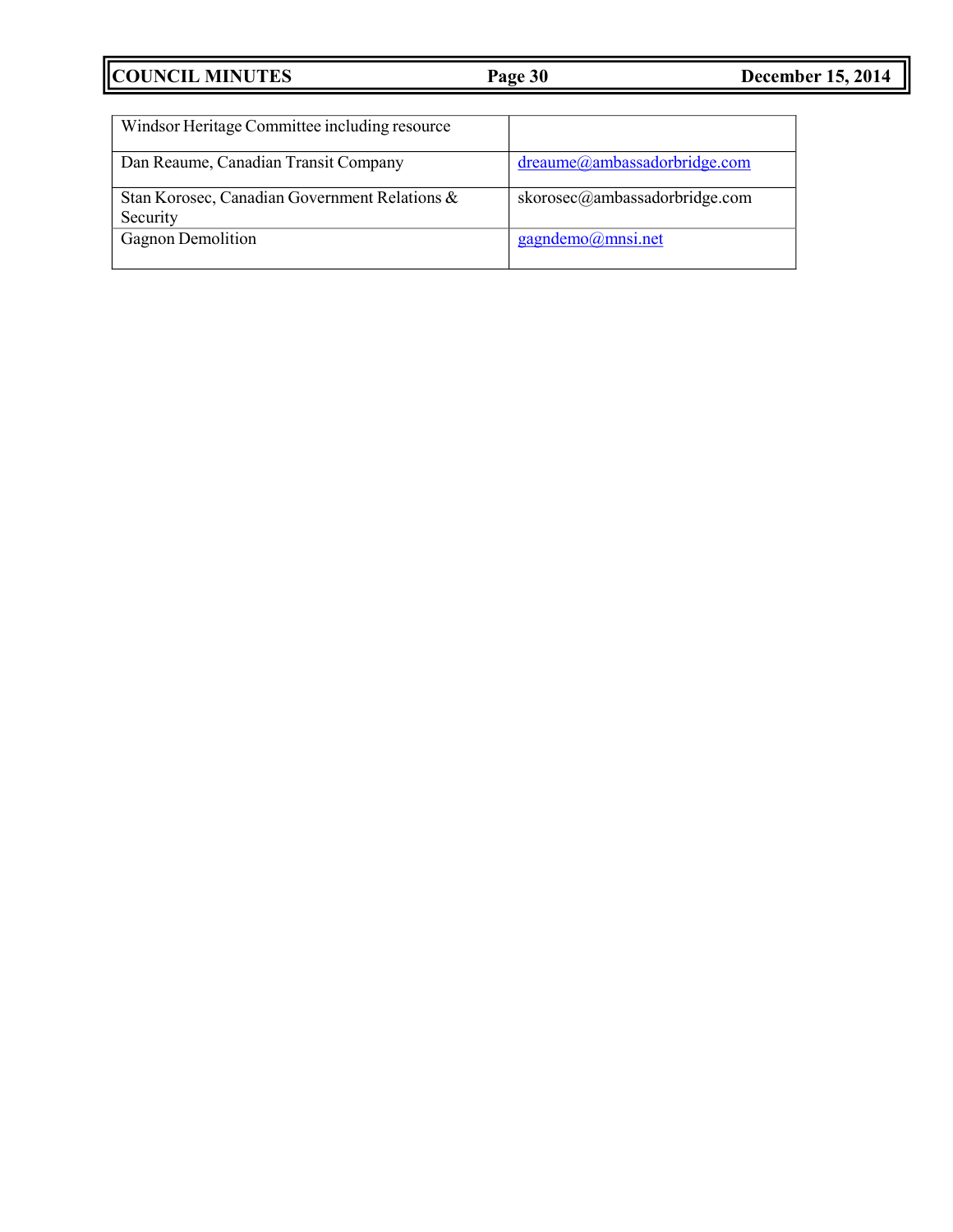| | |
|---|---|
| Windsor Heritage Committee including resource | |
| Dan Reaume, Canadian Transit Company | dreaume@ambassadorbridge.com |
| Stan Korosec, Canadian Government Relations & Security | skorosec@ambassadorbridge.com |
| Gagnon Demolition | gagndemo@mnsi.net |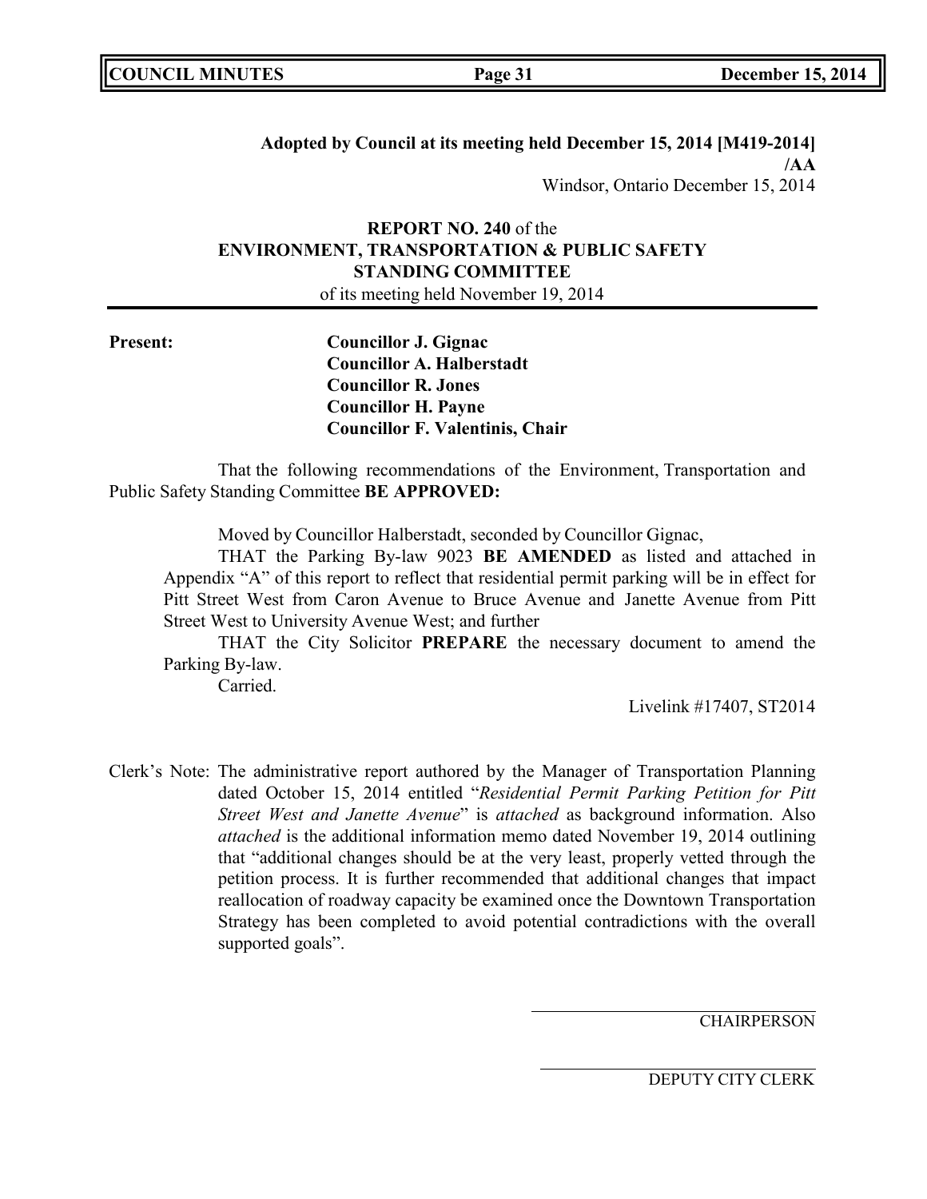**Adopted by Council at its meeting held December 15, 2014 [M419-2014]**
**/AA**
Windsor, Ontario December 15, 2014

**REPORT NO. 240** of the
**ENVIRONMENT, TRANSPORTATION & PUBLIC SAFETY STANDING COMMITTEE**
of its meeting held November 19, 2014

**Present:**
**Councillor J. Gignac**
**Councillor A. Halberstadt**
**Councillor R. Jones**
**Councillor H. Payne**
**Councillor F. Valentinis, Chair**

That the following recommendations of the Environment, Transportation and Public Safety Standing Committee **BE APPROVED:**

Moved by Councillor Halberstadt, seconded by Councillor Gignac,

THAT the Parking By-law 9023 **BE AMENDED** as listed and attached in Appendix "A" of this report to reflect that residential permit parking will be in effect for Pitt Street West from Caron Avenue to Bruce Avenue and Janette Avenue from Pitt Street West to University Avenue West; and further

THAT the City Solicitor **PREPARE** the necessary document to amend the Parking By-law.

Carried.

Livelink #17407, ST2014

Clerk's Note: The administrative report authored by the Manager of Transportation Planning dated October 15, 2014 entitled "*Residential Permit Parking Petition for Pitt Street West and Janette Avenue*" is *attached* as background information. Also *attached* is the additional information memo dated November 19, 2014 outlining that "additional changes should be at the very least, properly vetted through the petition process. It is further recommended that additional changes that impact reallocation of roadway capacity be examined once the Downtown Transportation Strategy has been completed to avoid potential contradictions with the overall supported goals".

CHAIRPERSON

DEPUTY CITY CLERK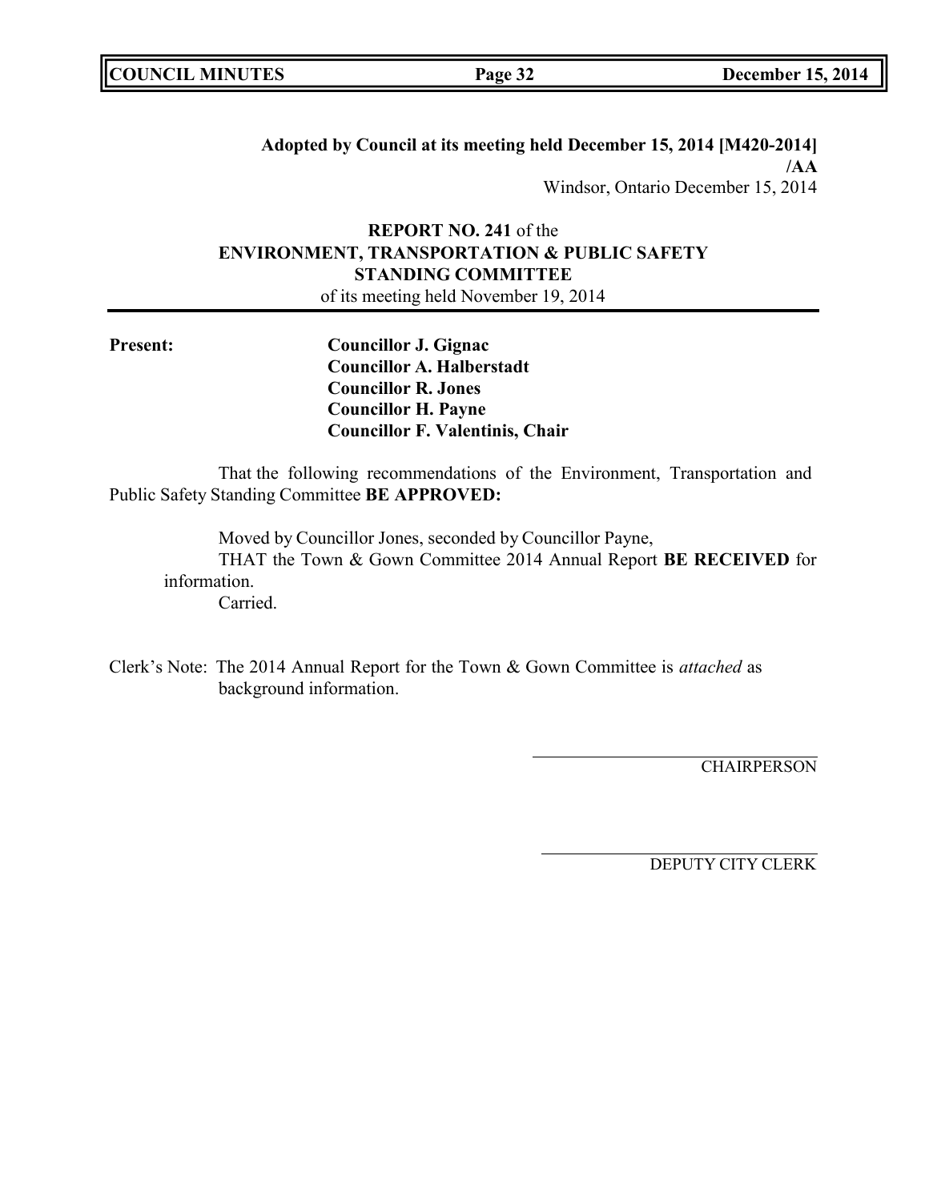**Adopted by Council at its meeting held December 15, 2014 [M420-2014]**
**/AA**
Windsor, Ontario December 15, 2014

**REPORT NO. 241** of the
**ENVIRONMENT, TRANSPORTATION & PUBLIC SAFETY STANDING COMMITTEE**
of its meeting held November 19, 2014

**Present:**
**Councillor J. Gignac**
**Councillor A. Halberstadt**
**Councillor R. Jones**
**Councillor H. Payne**
**Councillor F. Valentinis, Chair**

That the following recommendations of the Environment, Transportation and Public Safety Standing Committee **BE APPROVED:**

Moved by Councillor Jones, seconded by Councillor Payne,
THAT the Town & Gown Committee 2014 Annual Report **BE RECEIVED** for information.
Carried.

Clerk's Note: The 2014 Annual Report for the Town & Gown Committee is *attached* as background information.

CHAIRPERSON

DEPUTY CITY CLERK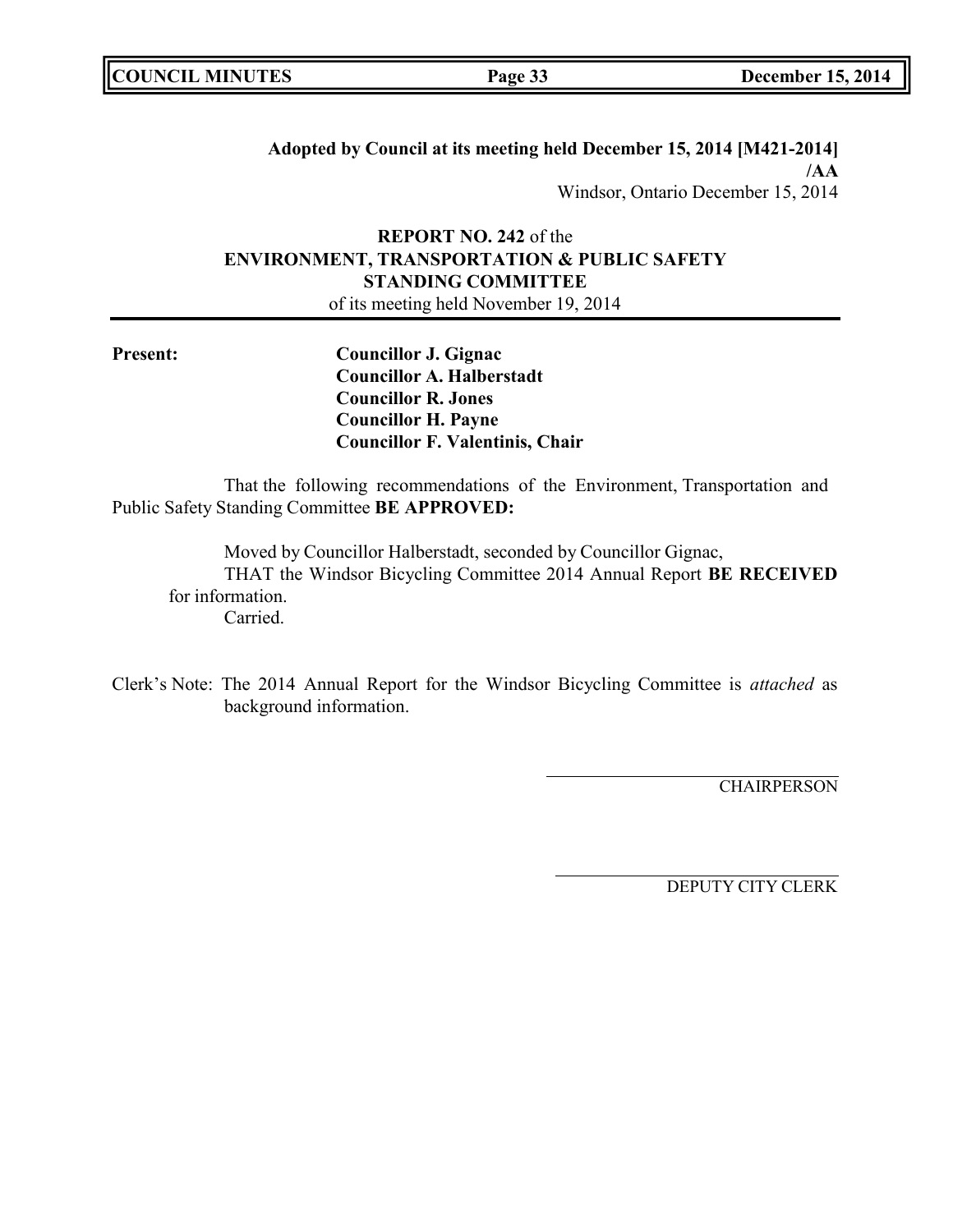**Adopted by Council at its meeting held December 15, 2014 [M421-2014]**
**/AA**
Windsor, Ontario December 15, 2014

**REPORT NO. 242** of the
**ENVIRONMENT, TRANSPORTATION & PUBLIC SAFETY STANDING COMMITTEE**
of its meeting held November 19, 2014

---

**Present:**

**Councillor J. Gignac**
**Councillor A. Halberstadt**
**Councillor R. Jones**
**Councillor H. Payne**
**Councillor F. Valentinis, Chair**

That the following recommendations of the Environment, Transportation and Public Safety Standing Committee **BE APPROVED:**

Moved by Councillor Halberstadt, seconded by Councillor Gignac,
THAT the Windsor Bicycling Committee 2014 Annual Report **BE RECEIVED** for information.
Carried.

Clerk's Note: The 2014 Annual Report for the Windsor Bicycling Committee is *attached* as background information.

CHAIRPERSON

DEPUTY CITY CLERK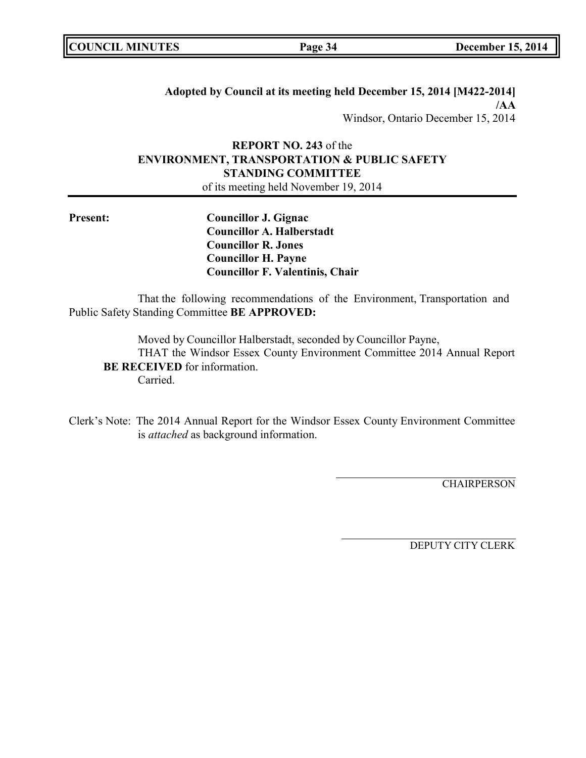**Adopted by Council at its meeting held December 15, 2014 [M422-2014]**
**/AA**
Windsor, Ontario December 15, 2014

**REPORT NO. 243** of the
**ENVIRONMENT, TRANSPORTATION & PUBLIC SAFETY STANDING COMMITTEE**
of its meeting held November 19, 2014

**Present:**
**Councillor J. Gignac**
**Councillor A. Halberstadt**
**Councillor R. Jones**
**Councillor H. Payne**
**Councillor F. Valentinis, Chair**

That the following recommendations of the Environment, Transportation and Public Safety Standing Committee **BE APPROVED:**

Moved by Councillor Halberstadt, seconded by Councillor Payne,
THAT the Windsor Essex County Environment Committee 2014 Annual Report **BE RECEIVED** for information.
Carried.

Clerk's Note: The 2014 Annual Report for the Windsor Essex County Environment Committee is *attached* as background information.

CHAIRPERSON

DEPUTY CITY CLERK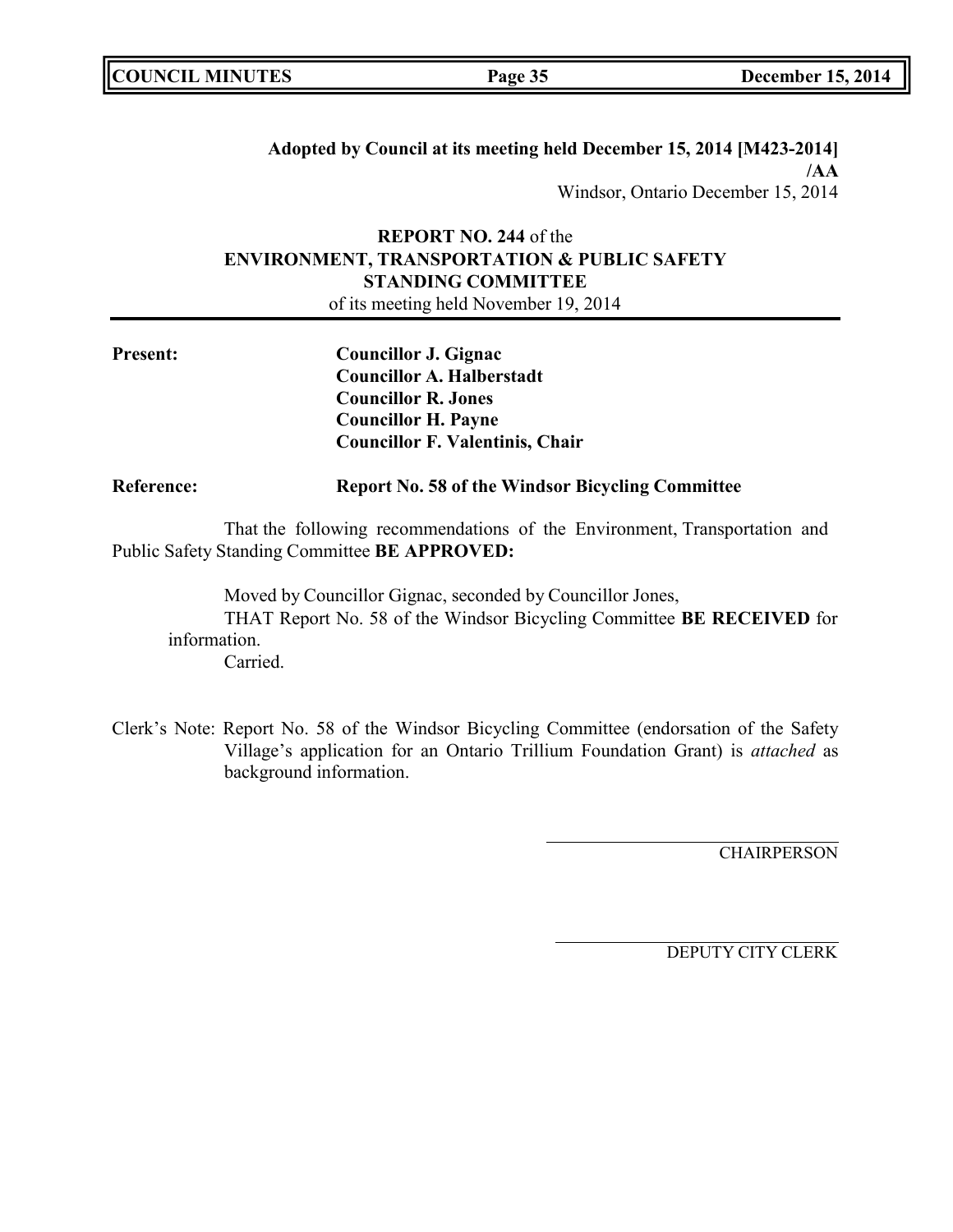**Adopted by Council at its meeting held December 15, 2014 [M423-2014]**
**/AA**
Windsor, Ontario December 15, 2014

**REPORT NO. 244** of the
**ENVIRONMENT, TRANSPORTATION & PUBLIC SAFETY STANDING COMMITTEE**
of its meeting held November 19, 2014

**Present:**

**Councillor J. Gignac**
**Councillor A. Halberstadt**
**Councillor R. Jones**
**Councillor H. Payne**
**Councillor F. Valentinis, Chair**

**Reference:** **Report No. 58 of the Windsor Bicycling Committee**

That the following recommendations of the Environment, Transportation and Public Safety Standing Committee **BE APPROVED:**

Moved by Councillor Gignac, seconded by Councillor Jones,
THAT Report No. 58 of the Windsor Bicycling Committee **BE RECEIVED** for information.
Carried.

Clerk's Note: Report No. 58 of the Windsor Bicycling Committee (endorsation of the Safety Village's application for an Ontario Trillium Foundation Grant) is *attached* as background information.

CHAIRPERSON

DEPUTY CITY CLERK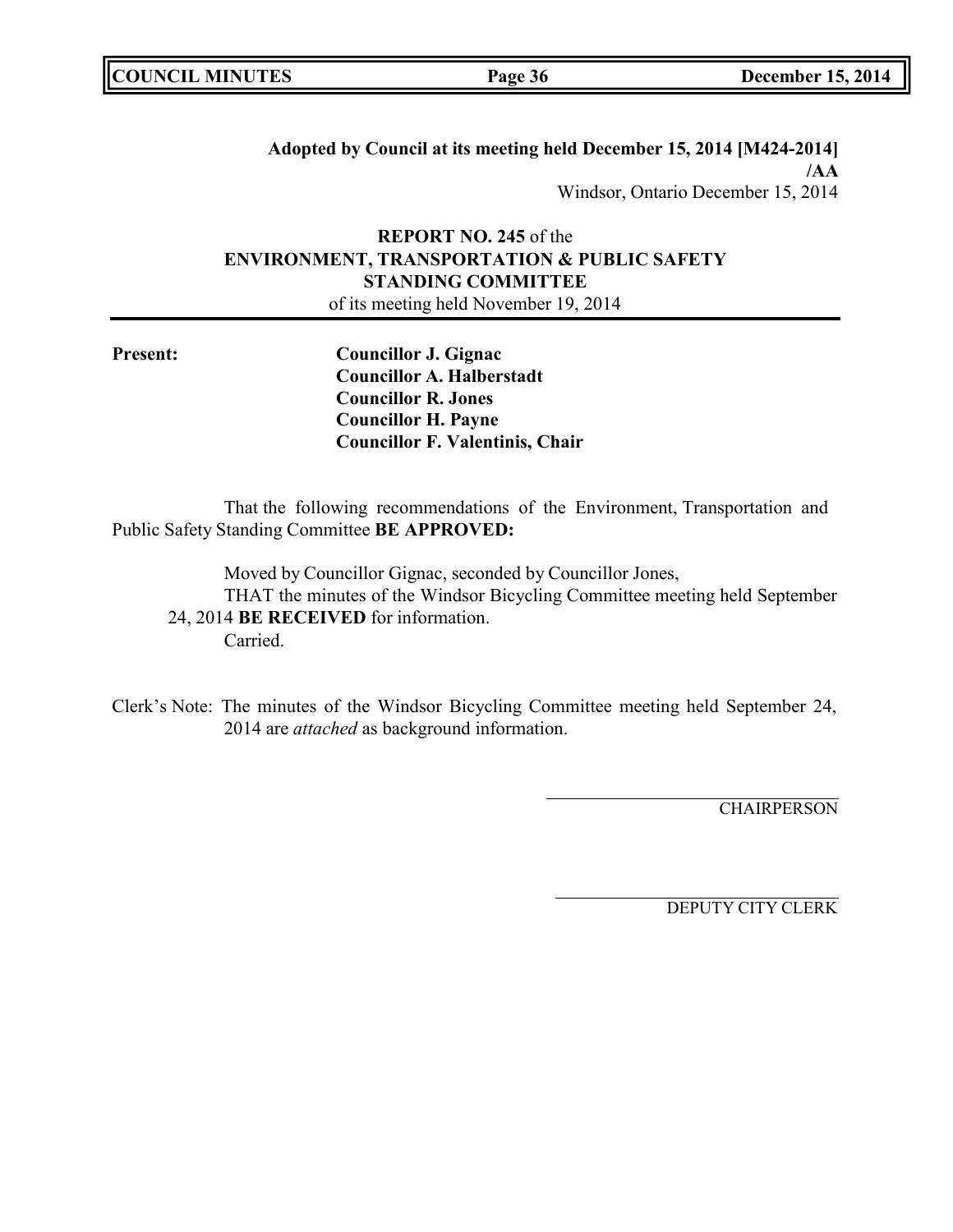**Adopted by Council at its meeting held December 15, 2014 [M424-2014]**
**/AA**
Windsor, Ontario December 15, 2014

**REPORT NO. 245** of the
**ENVIRONMENT, TRANSPORTATION & PUBLIC SAFETY STANDING COMMITTEE**
of its meeting held November 19, 2014

---

**Present:**

**Councillor J. Gignac**
**Councillor A. Halberstadt**
**Councillor R. Jones**
**Councillor H. Payne**
**Councillor F. Valentinis, Chair**

That the following recommendations of the Environment, Transportation and Public Safety Standing Committee **BE APPROVED:**

Moved by Councillor Gignac, seconded by Councillor Jones,
THAT the minutes of the Windsor Bicycling Committee meeting held September 24, 2014 **BE RECEIVED** for information.
Carried.

Clerk's Note: The minutes of the Windsor Bicycling Committee meeting held September 24, 2014 are *attached* as background information.

CHAIRPERSON

DEPUTY CITY CLERK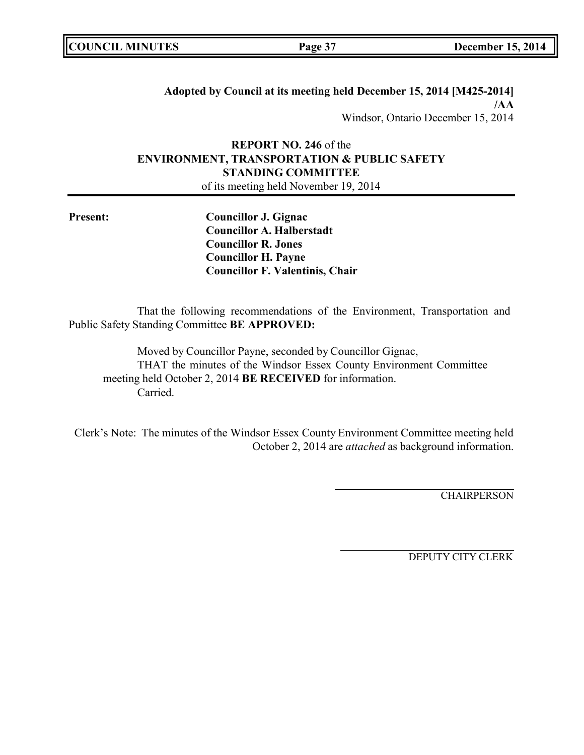**Adopted by Council at its meeting held December 15, 2014 [M425-2014]**
**/AA**
Windsor, Ontario December 15, 2014

**REPORT NO. 246** of the
**ENVIRONMENT, TRANSPORTATION & PUBLIC SAFETY STANDING COMMITTEE**
of its meeting held November 19, 2014

**Present:**
**Councillor J. Gignac**
**Councillor A. Halberstadt**
**Councillor R. Jones**
**Councillor H. Payne**
**Councillor F. Valentinis, Chair**

That the following recommendations of the Environment, Transportation and Public Safety Standing Committee **BE APPROVED:**

Moved by Councillor Payne, seconded by Councillor Gignac,
THAT the minutes of the Windsor Essex County Environment Committee meeting held October 2, 2014 **BE RECEIVED** for information.
Carried.

Clerk's Note: The minutes of the Windsor Essex County Environment Committee meeting held October 2, 2014 are *attached* as background information.

CHAIRPERSON

DEPUTY CITY CLERK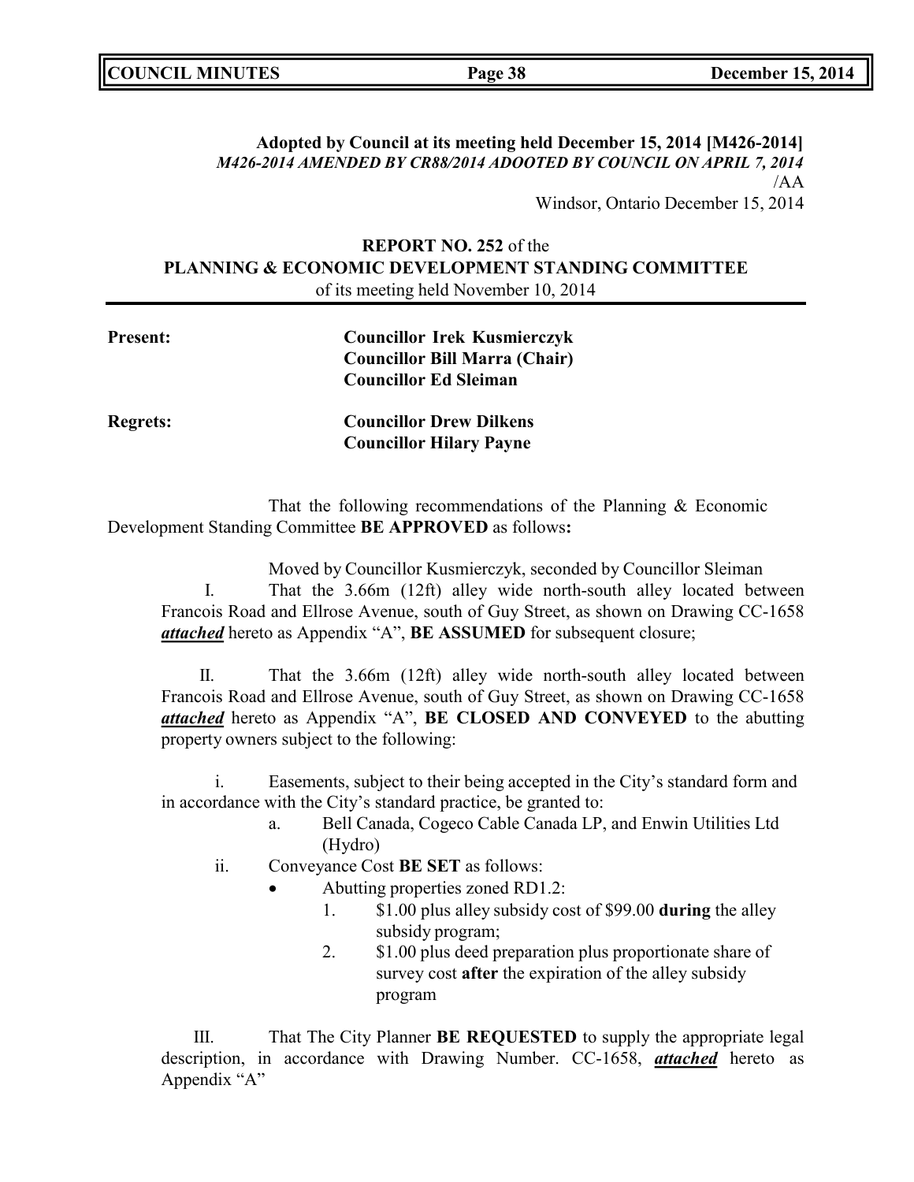**Adopted by Council at its meeting held December 15, 2014 [M426-2014]**
***M426-2014 AMENDED BY CR88/2014 ADOOTED BY COUNCIL ON APRIL 7, 2014***
/AA
Windsor, Ontario December 15, 2014

**REPORT NO. 252** of the
**PLANNING & ECONOMIC DEVELOPMENT STANDING COMMITTEE**
of its meeting held November 10, 2014

**Present:** **Councillor Irek Kusmierczyk**
**Councillor Bill Marra (Chair)**
**Councillor Ed Sleiman**

**Regrets:** **Councillor Drew Dilkens**
**Councillor Hilary Payne**

That the following recommendations of the Planning & Economic Development Standing Committee **BE APPROVED** as follows**:**

Moved by Councillor Kusmierczyk, seconded by Councillor Sleiman

I. That the 3.66m (12ft) alley wide north-south alley located between Francois Road and Ellrose Avenue, south of Guy Street, as shown on Drawing CC-1658 ***attached*** hereto as Appendix "A", **BE ASSUMED** for subsequent closure;

II. That the 3.66m (12ft) alley wide north-south alley located between Francois Road and Ellrose Avenue, south of Guy Street, as shown on Drawing CC-1658 ***attached*** hereto as Appendix "A", **BE CLOSED AND CONVEYED** to the abutting property owners subject to the following:

i. Easements, subject to their being accepted in the City's standard form and in accordance with the City's standard practice, be granted to:
   a. Bell Canada, Cogeco Cable Canada LP, and Enwin Utilities Ltd (Hydro)

ii. Conveyance Cost **BE SET** as follows:
   - Abutting properties zoned RD1.2:
     1. $1.00 plus alley subsidy cost of $99.00 **during** the alley subsidy program;
     2. $1.00 plus deed preparation plus proportionate share of survey cost **after** the expiration of the alley subsidy program

III. That The City Planner **BE REQUESTED** to supply the appropriate legal description, in accordance with Drawing Number. CC-1658, ***attached*** hereto as Appendix "A"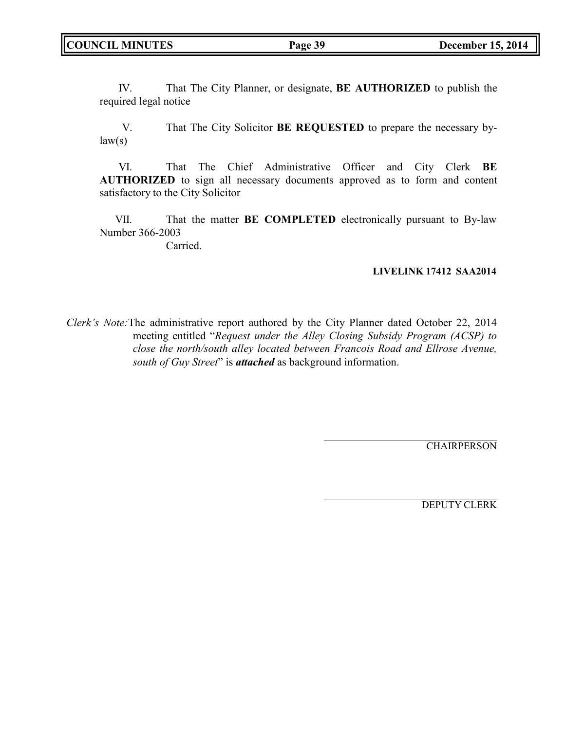IV. That The City Planner, or designate, **BE AUTHORIZED** to publish the required legal notice

V. That The City Solicitor **BE REQUESTED** to prepare the necessary by-law(s)

VI. That The Chief Administrative Officer and City Clerk **BE AUTHORIZED** to sign all necessary documents approved as to form and content satisfactory to the City Solicitor

VII. That the matter **BE COMPLETED** electronically pursuant to By-law Number 366-2003

Carried.

**LIVELINK 17412 SAA2014**

*Clerk's Note:* The administrative report authored by the City Planner dated October 22, 2014 meeting entitled "*Request under the Alley Closing Subsidy Program (ACSP) to close the north/south alley located between Francois Road and Ellrose Avenue, south of Guy Street*" is ***attached*** as background information.

CHAIRPERSON

DEPUTY CLERK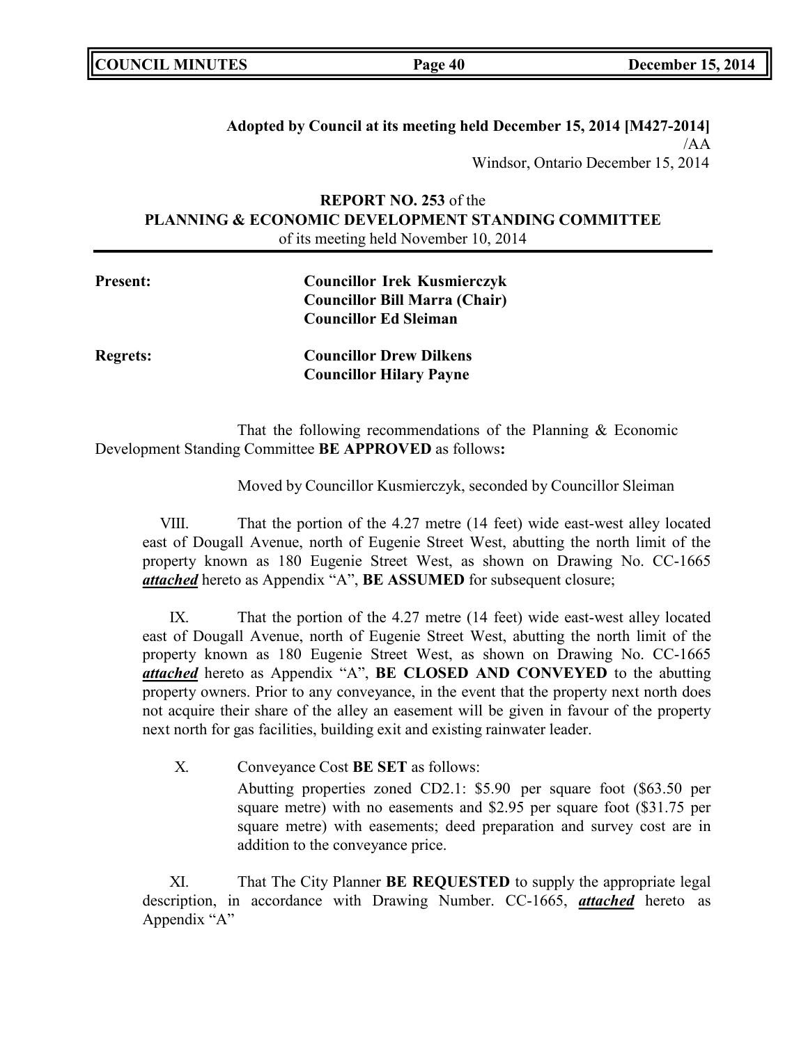**Adopted by Council at its meeting held December 15, 2014 [M427-2014]**
/AA
Windsor, Ontario December 15, 2014

**REPORT NO. 253** of the
**PLANNING & ECONOMIC DEVELOPMENT STANDING COMMITTEE**
of its meeting held November 10, 2014

**Present:** **Councillor Irek Kusmierczyk**
**Councillor Bill Marra (Chair)**
**Councillor Ed Sleiman**

**Regrets:** **Councillor Drew Dilkens**
**Councillor Hilary Payne**

That the following recommendations of the Planning & Economic Development Standing Committee **BE APPROVED** as follows**:**

Moved by Councillor Kusmierczyk, seconded by Councillor Sleiman

VIII. That the portion of the 4.27 metre (14 feet) wide east-west alley located east of Dougall Avenue, north of Eugenie Street West, abutting the north limit of the property known as 180 Eugenie Street West, as shown on Drawing No. CC-1665 ***attached*** hereto as Appendix "A", **BE ASSUMED** for subsequent closure;

IX. That the portion of the 4.27 metre (14 feet) wide east-west alley located east of Dougall Avenue, north of Eugenie Street West, abutting the north limit of the property known as 180 Eugenie Street West, as shown on Drawing No. CC-1665 ***attached*** hereto as Appendix "A", **BE CLOSED AND CONVEYED** to the abutting property owners. Prior to any conveyance, in the event that the property next north does not acquire their share of the alley an easement will be given in favour of the property next north for gas facilities, building exit and existing rainwater leader.

X. Conveyance Cost **BE SET** as follows:
Abutting properties zoned CD2.1: $5.90 per square foot ($63.50 per square metre) with no easements and $2.95 per square foot ($31.75 per square metre) with easements; deed preparation and survey cost are in addition to the conveyance price.

XI. That The City Planner **BE REQUESTED** to supply the appropriate legal description, in accordance with Drawing Number. CC-1665, ***attached*** hereto as Appendix "A"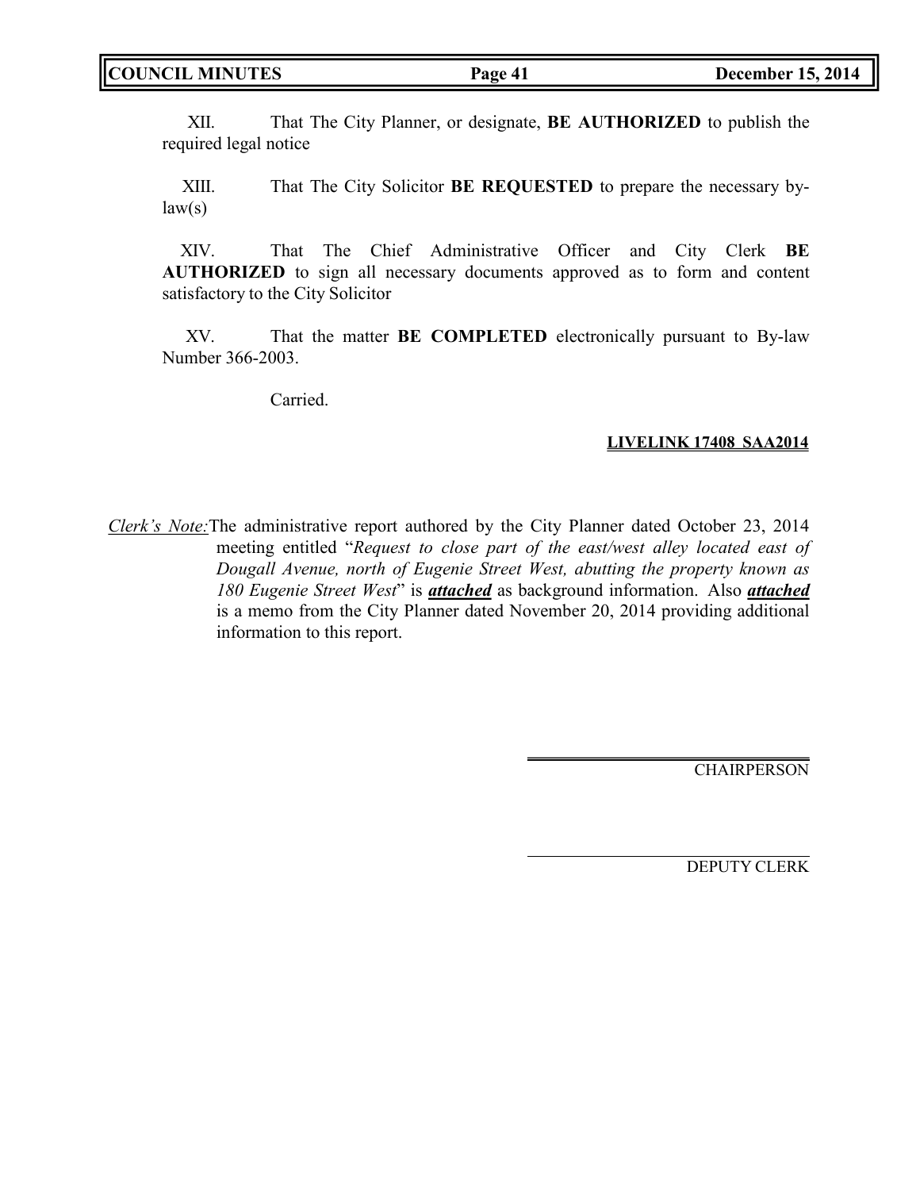XII. That The City Planner, or designate, **BE AUTHORIZED** to publish the required legal notice

XIII. That The City Solicitor **BE REQUESTED** to prepare the necessary by-law(s)

XIV. That The Chief Administrative Officer and City Clerk **BE AUTHORIZED** to sign all necessary documents approved as to form and content satisfactory to the City Solicitor

XV. That the matter **BE COMPLETED** electronically pursuant to By-law Number 366-2003.

Carried.

**LIVELINK 17408 SAA2014**

*Clerk's Note:* The administrative report authored by the City Planner dated October 23, 2014 meeting entitled "*Request to close part of the east/west alley located east of Dougall Avenue, north of Eugenie Street West, abutting the property known as 180 Eugenie Street West*" is ***attached*** as background information. Also ***attached*** is a memo from the City Planner dated November 20, 2014 providing additional information to this report.

CHAIRPERSON

DEPUTY CLERK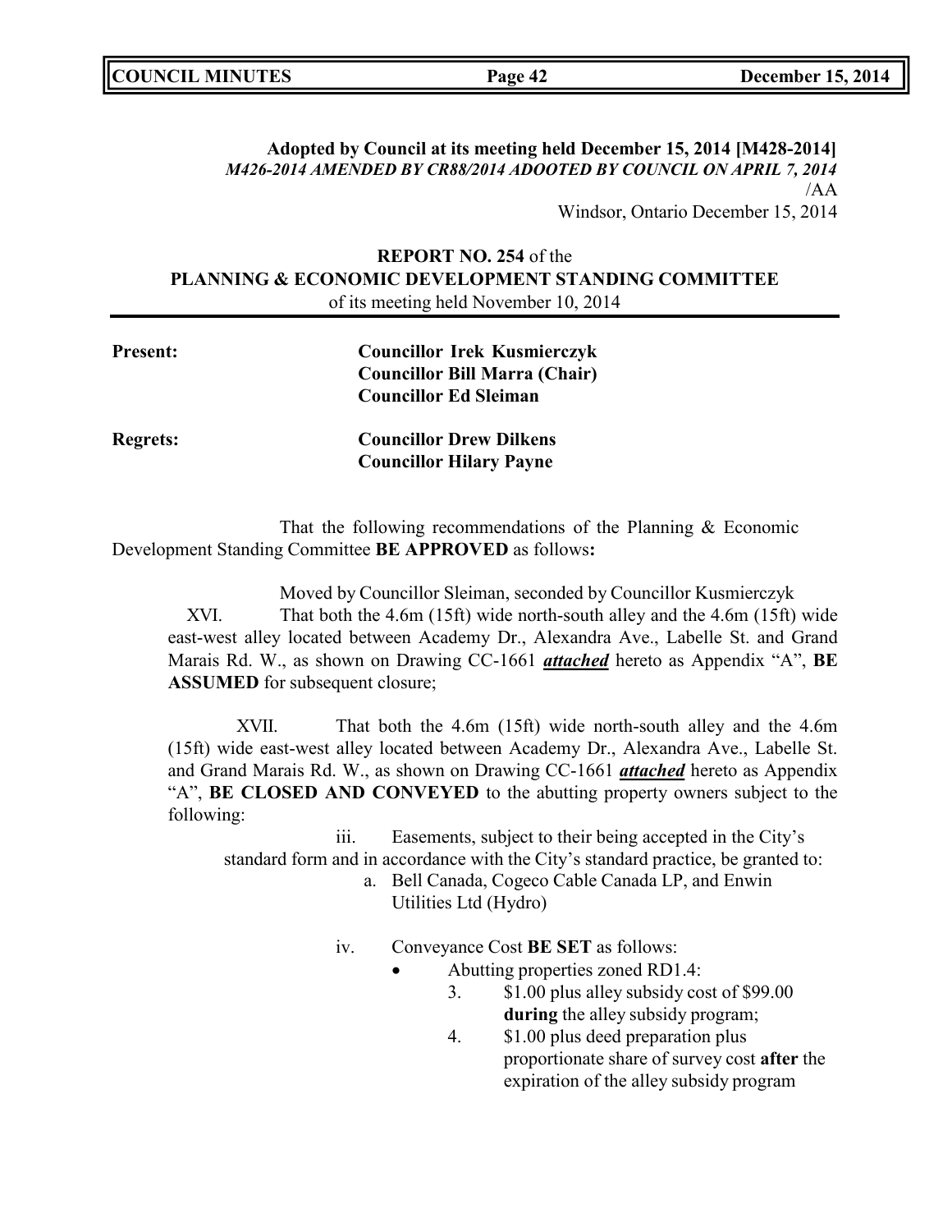**Adopted by Council at its meeting held December 15, 2014 [M428-2014]**
***M426-2014 AMENDED BY CR88/2014 ADOOTED BY COUNCIL ON APRIL 7, 2014***
/AA
Windsor, Ontario December 15, 2014

**REPORT NO. 254** of the
**PLANNING & ECONOMIC DEVELOPMENT STANDING COMMITTEE**
of its meeting held November 10, 2014

**Present:** **Councillor Irek Kusmierczyk**
**Councillor Bill Marra (Chair)**
**Councillor Ed Sleiman**

**Regrets:** **Councillor Drew Dilkens**
**Councillor Hilary Payne**

That the following recommendations of the Planning & Economic Development Standing Committee **BE APPROVED** as follows**:**

Moved by Councillor Sleiman, seconded by Councillor Kusmierczyk

XVI. That both the 4.6m (15ft) wide north-south alley and the 4.6m (15ft) wide east-west alley located between Academy Dr., Alexandra Ave., Labelle St. and Grand Marais Rd. W., as shown on Drawing CC-1661 ***attached*** hereto as Appendix "A", **BE ASSUMED** for subsequent closure;

XVII. That both the 4.6m (15ft) wide north-south alley and the 4.6m (15ft) wide east-west alley located between Academy Dr., Alexandra Ave., Labelle St. and Grand Marais Rd. W., as shown on Drawing CC-1661 ***attached*** hereto as Appendix "A", **BE CLOSED AND CONVEYED** to the abutting property owners subject to the following:

iii. Easements, subject to their being accepted in the City's standard form and in accordance with the City's standard practice, be granted to:

a. Bell Canada, Cogeco Cable Canada LP, and Enwin Utilities Ltd (Hydro)

iv. Conveyance Cost **BE SET** as follows:

- Abutting properties zoned RD1.4:
  3. $1.00 plus alley subsidy cost of $99.00 **during** the alley subsidy program;
  4. $1.00 plus deed preparation plus proportionate share of survey cost **after** the expiration of the alley subsidy program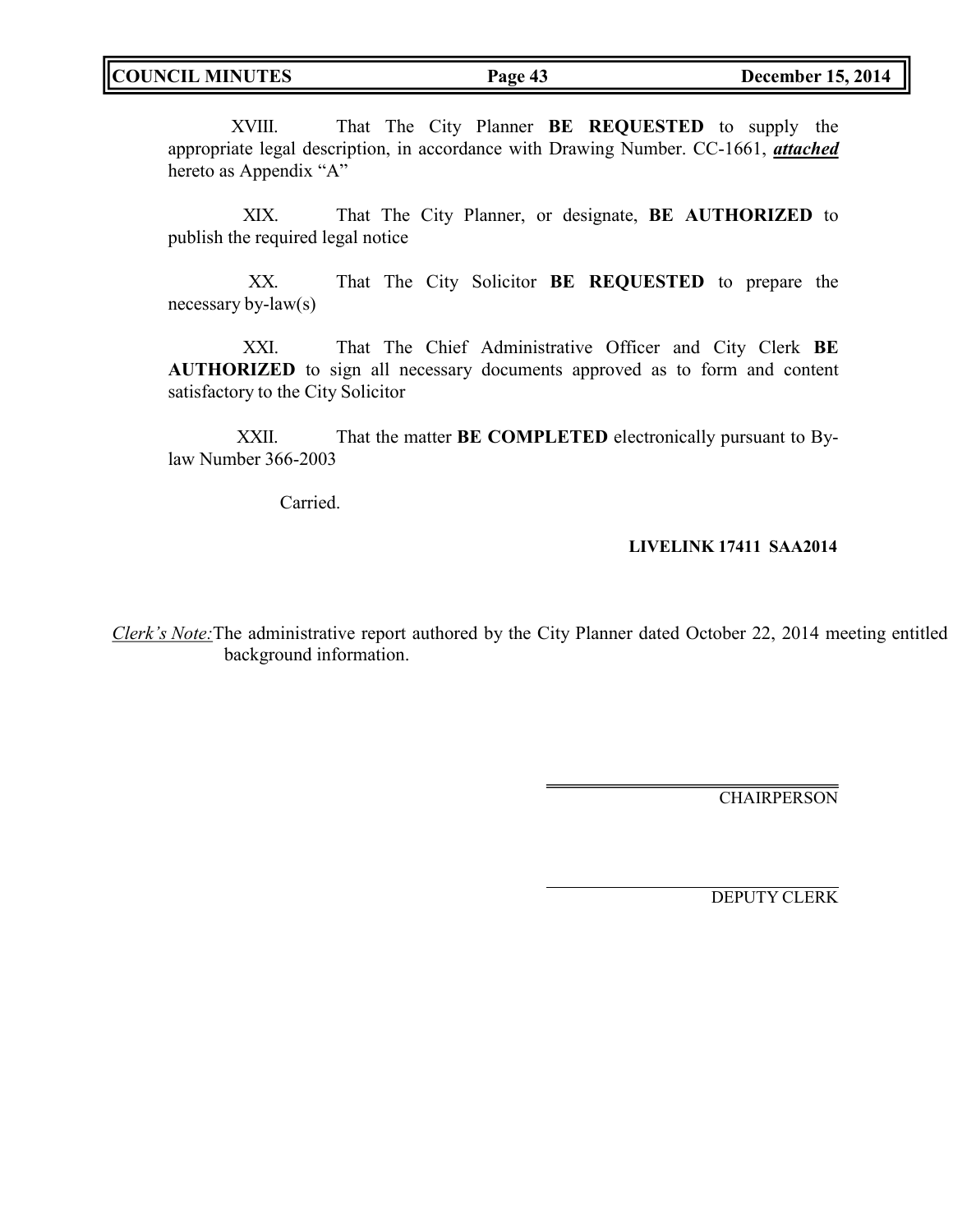XVIII. That The City Planner **BE REQUESTED** to supply the appropriate legal description, in accordance with Drawing Number. CC-1661, ***attached*** hereto as Appendix "A"

XIX. That The City Planner, or designate, **BE AUTHORIZED** to publish the required legal notice

XX. That The City Solicitor **BE REQUESTED** to prepare the necessary by-law(s)

XXI. That The Chief Administrative Officer and City Clerk **BE AUTHORIZED** to sign all necessary documents approved as to form and content satisfactory to the City Solicitor

XXII. That the matter **BE COMPLETED** electronically pursuant to By-law Number 366-2003

Carried.

**LIVELINK 17411 SAA2014**

*Clerk's Note:* The administrative report authored by the City Planner dated October 22, 2014 meeting entitled background information.

CHAIRPERSON

DEPUTY CLERK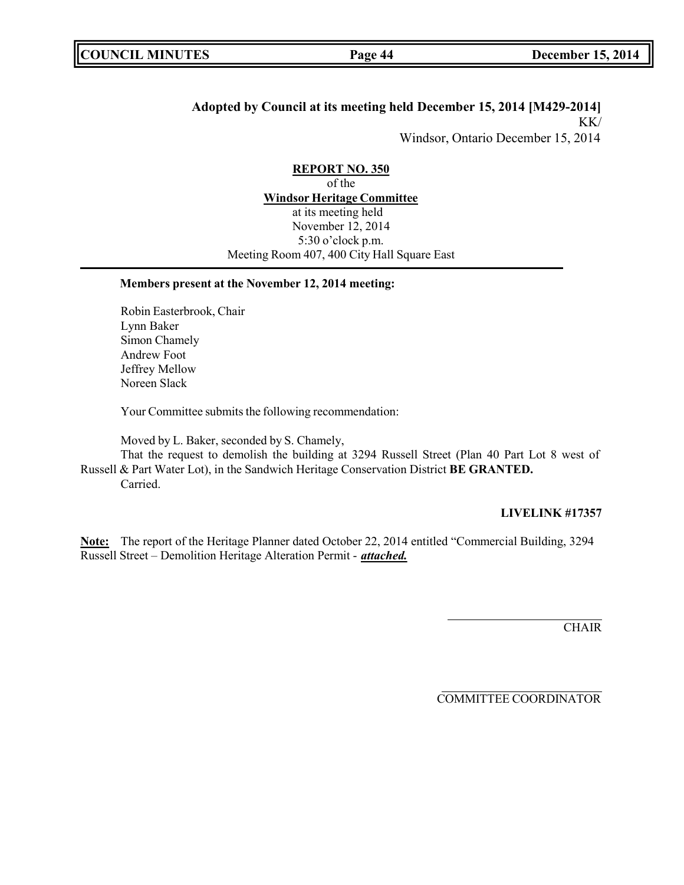**Adopted by Council at its meeting held December 15, 2014 [M429-2014]**

KK/

Windsor, Ontario December 15, 2014

**REPORT NO. 350**

of the

**Windsor Heritage Committee**

at its meeting held

November 12, 2014

5:30 o'clock p.m.

Meeting Room 407, 400 City Hall Square East

---

**Members present at the November 12, 2014 meeting:**

Robin Easterbrook, Chair
Lynn Baker
Simon Chamely
Andrew Foot
Jeffrey Mellow
Noreen Slack

Your Committee submits the following recommendation:

Moved by L. Baker, seconded by S. Chamely,

That the request to demolish the building at 3294 Russell Street (Plan 40 Part Lot 8 west of Russell & Part Water Lot), in the Sandwich Heritage Conservation District **BE GRANTED.**

Carried.

**LIVELINK #17357**

**Note:** The report of the Heritage Planner dated October 22, 2014 entitled "Commercial Building, 3294 Russell Street – Demolition Heritage Alteration Permit - ***attached.***

CHAIR

COMMITTEE COORDINATOR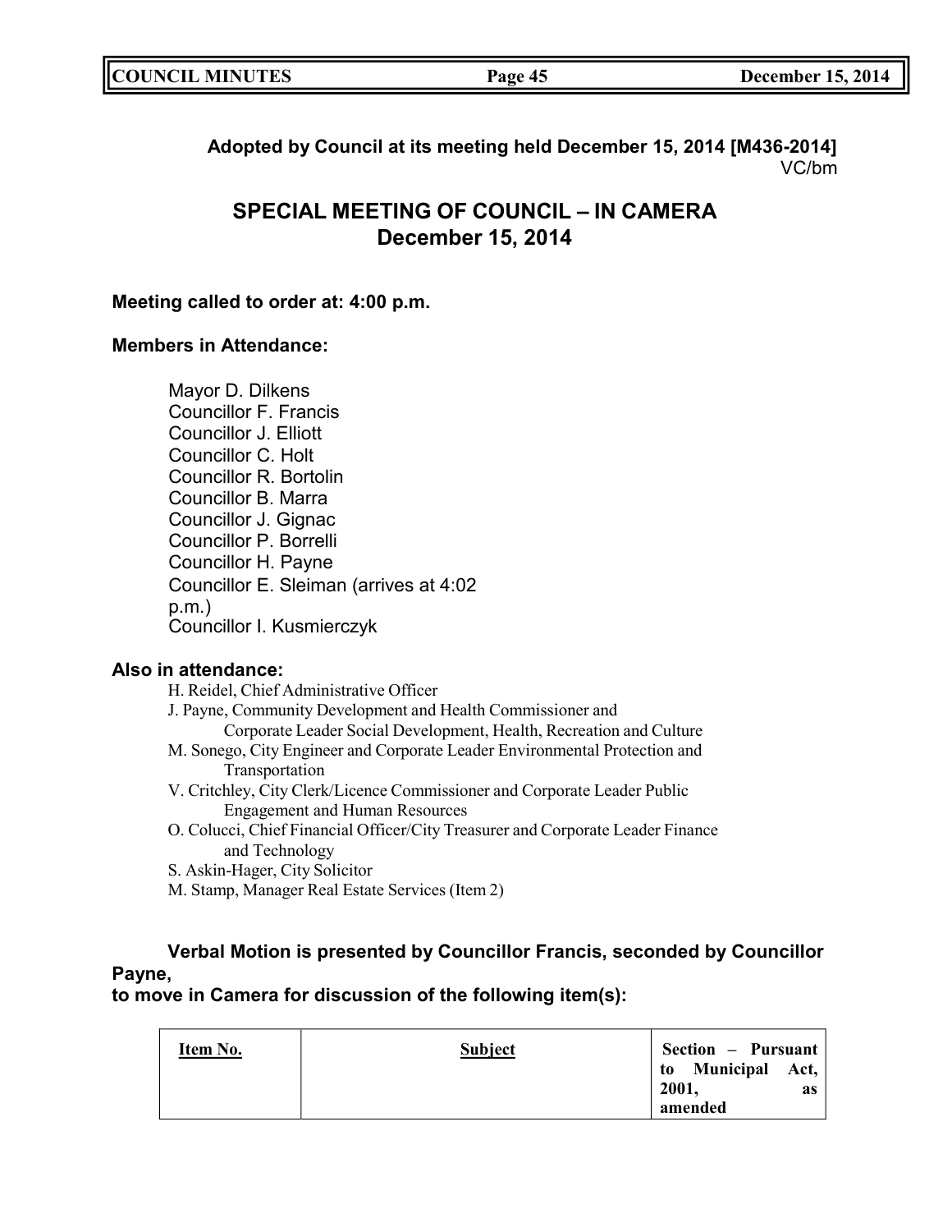**Adopted by Council at its meeting held December 15, 2014 [M436-2014]**
VC/bm

## SPECIAL MEETING OF COUNCIL – IN CAMERA
## December 15, 2014

**Meeting called to order at: 4:00 p.m.**

**Members in Attendance:**

Mayor D. Dilkens
Councillor F. Francis
Councillor J. Elliott
Councillor C. Holt
Councillor R. Bortolin
Councillor B. Marra
Councillor J. Gignac
Councillor P. Borrelli
Councillor H. Payne
Councillor E. Sleiman (arrives at 4:02 p.m.)
Councillor I. Kusmierczyk

**Also in attendance:**

H. Reidel, Chief Administrative Officer
J. Payne, Community Development and Health Commissioner and Corporate Leader Social Development, Health, Recreation and Culture
M. Sonego, City Engineer and Corporate Leader Environmental Protection and Transportation
V. Critchley, City Clerk/Licence Commissioner and Corporate Leader Public Engagement and Human Resources
O. Colucci, Chief Financial Officer/City Treasurer and Corporate Leader Finance and Technology
S. Askin-Hager, City Solicitor
M. Stamp, Manager Real Estate Services (Item 2)

**Verbal Motion is presented by Councillor Francis, seconded by Councillor Payne,**
**to move in Camera for discussion of the following item(s):**

| Item No. | Subject | Section – Pursuant to Municipal Act, 2001, as amended |
|---|---|---|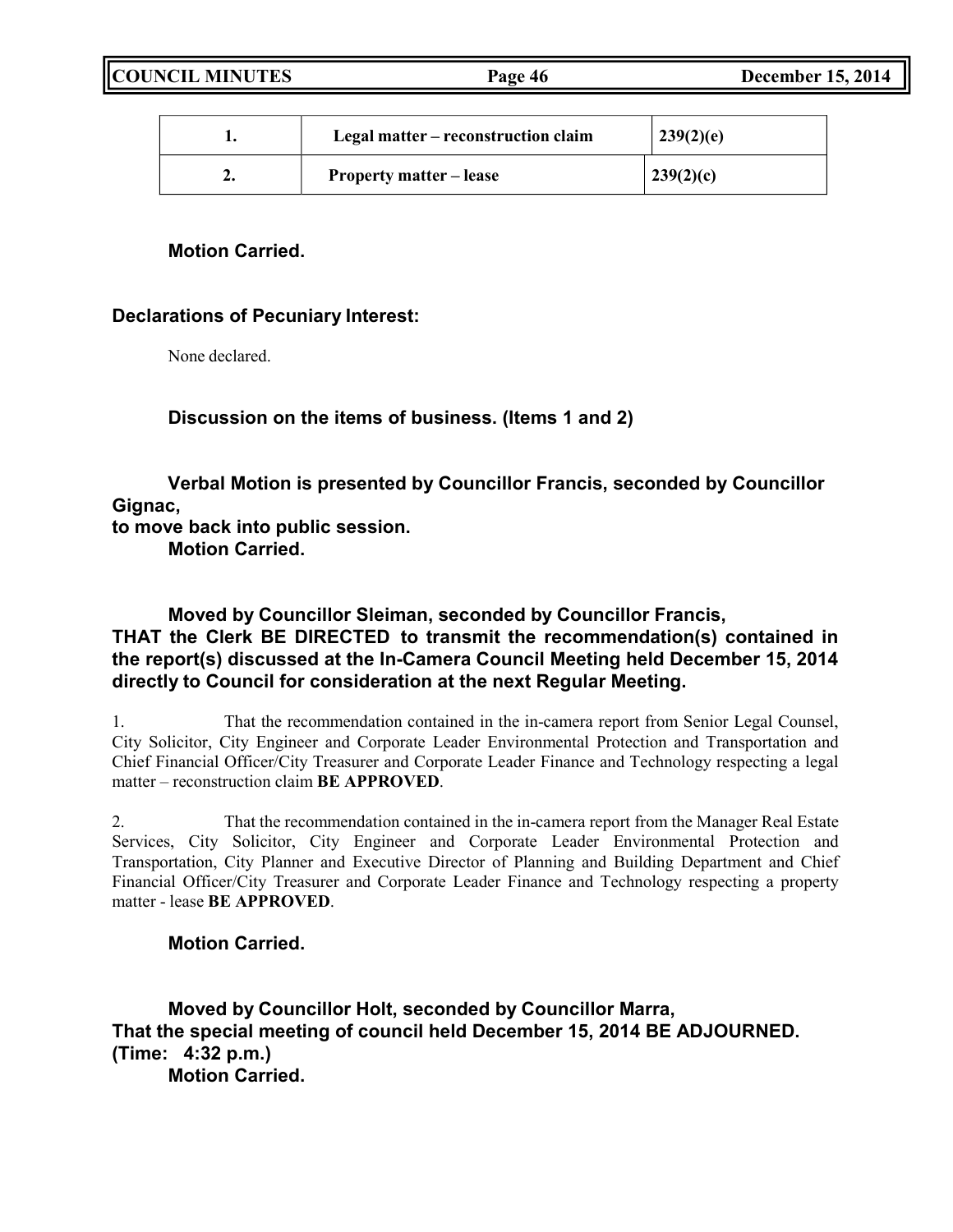| | | |
|---|---|---|
| 1. | Legal matter – reconstruction claim | 239(2)(e) |
| 2. | Property matter – lease | 239(2)(c) |

**Motion Carried.**

**Declarations of Pecuniary Interest:**

None declared.

**Discussion on the items of business. (Items 1 and 2)**

**Verbal Motion is presented by Councillor Francis, seconded by Councillor Gignac,**
**to move back into public session.**
**Motion Carried.**

**Moved by Councillor Sleiman, seconded by Councillor Francis,**
**THAT the Clerk BE DIRECTED to transmit the recommendation(s) contained in the report(s) discussed at the In-Camera Council Meeting held December 15, 2014 directly to Council for consideration at the next Regular Meeting.**

1. That the recommendation contained in the in-camera report from Senior Legal Counsel, City Solicitor, City Engineer and Corporate Leader Environmental Protection and Transportation and Chief Financial Officer/City Treasurer and Corporate Leader Finance and Technology respecting a legal matter – reconstruction claim **BE APPROVED**.

2. That the recommendation contained in the in-camera report from the Manager Real Estate Services, City Solicitor, City Engineer and Corporate Leader Environmental Protection and Transportation, City Planner and Executive Director of Planning and Building Department and Chief Financial Officer/City Treasurer and Corporate Leader Finance and Technology respecting a property matter - lease **BE APPROVED**.

**Motion Carried.**

**Moved by Councillor Holt, seconded by Councillor Marra,**
**That the special meeting of council held December 15, 2014 BE ADJOURNED.**
**(Time: 4:32 p.m.)**
**Motion Carried.**